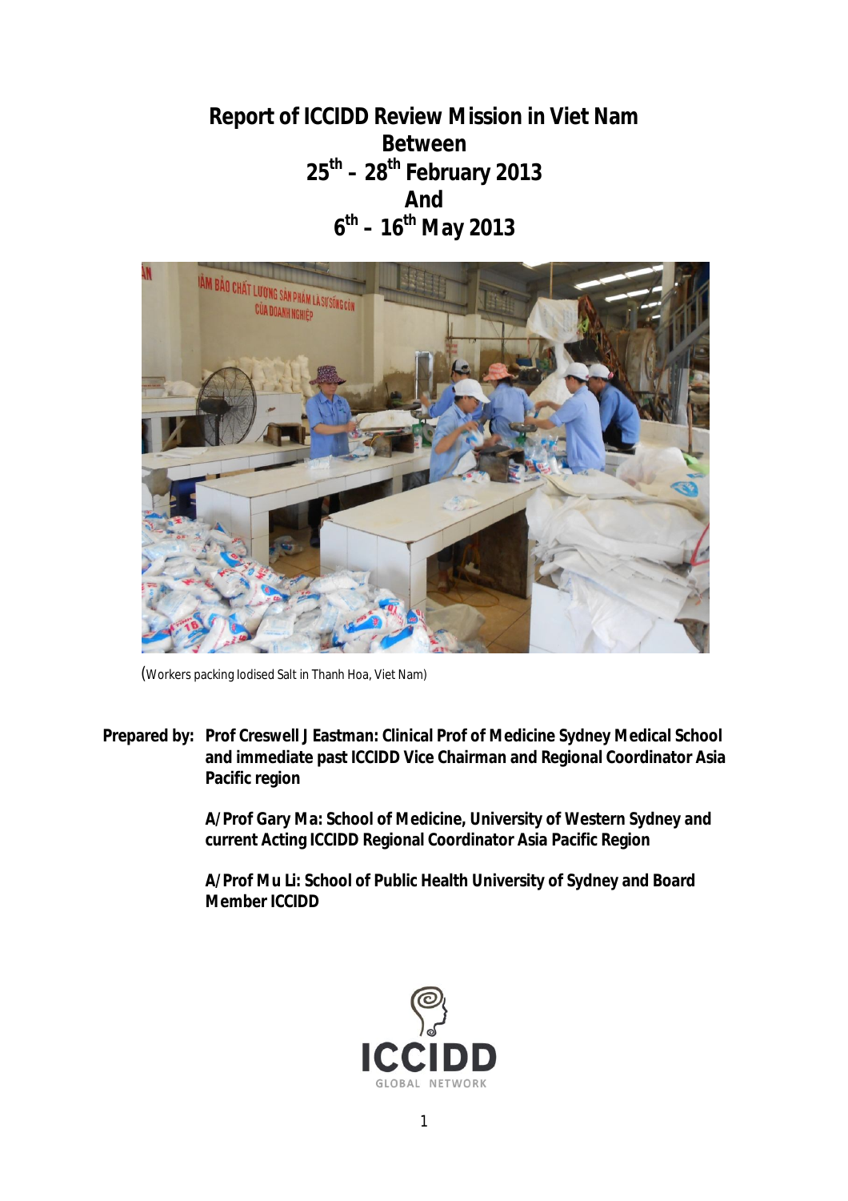# Report of ICCIDD Review Mission in Viet Nam Between 25th – 28th February 2013 And 6th – 16th May 2013

(Workers packing Iodised Salt in Thanh Hoa, Viet Nam)

**Prepared by:** **Prof Creswell J Eastman: Clinical Prof of Medicine Sydney Medical School and immediate past ICCIDD Vice Chairman and Regional Coordinator Asia Pacific region**

**A/Prof Gary Ma: School of Medicine, University of Western Sydney and current Acting ICCIDD Regional Coordinator Asia Pacific Region**

**A/Prof Mu Li: School of Public Health University of Sydney and Board Member ICCIDD**

ICCIDD
GLOBAL NETWORK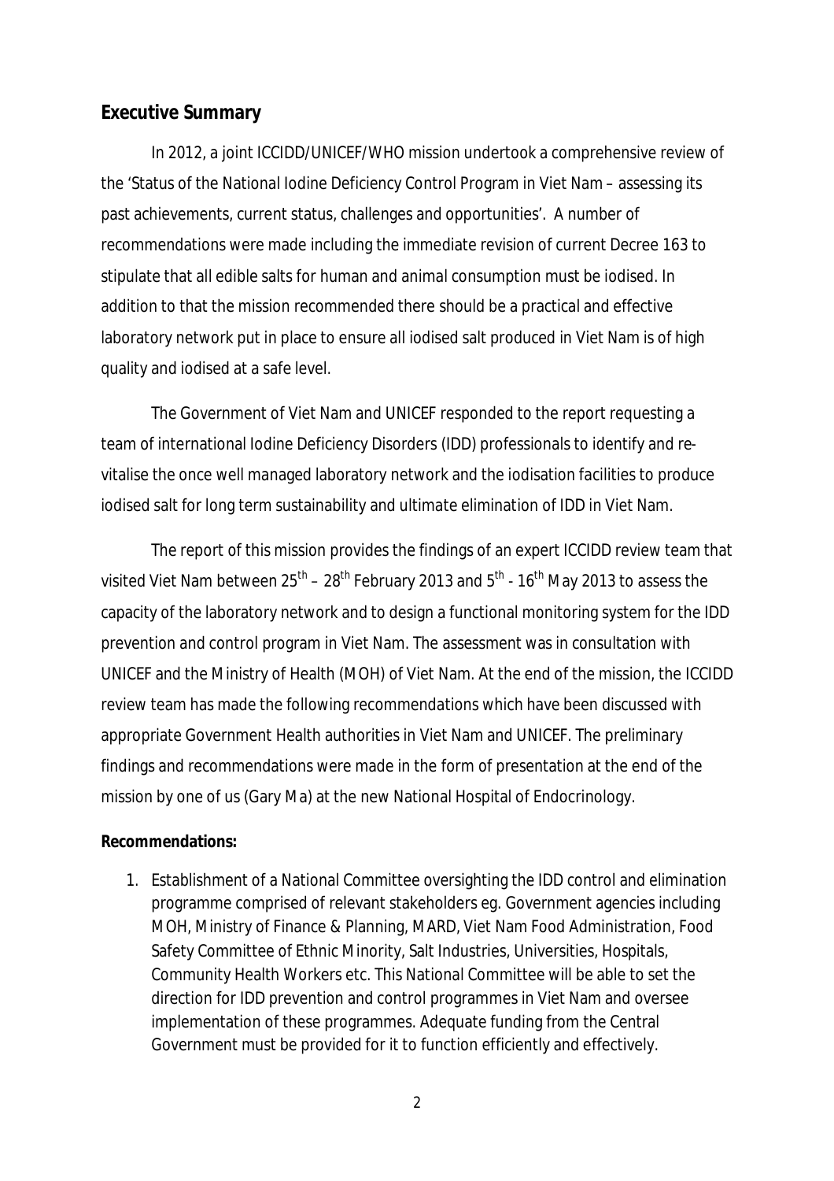## Executive Summary

In 2012, a joint ICCIDD/UNICEF/WHO mission undertook a comprehensive review of the 'Status of the National Iodine Deficiency Control Program in Viet Nam – assessing its past achievements, current status, challenges and opportunities'. A number of recommendations were made including the immediate revision of current Decree 163 to stipulate that all edible salts for human and animal consumption must be iodised. In addition to that the mission recommended there should be a practical and effective laboratory network put in place to ensure all iodised salt produced in Viet Nam is of high quality and iodised at a safe level.

The Government of Viet Nam and UNICEF responded to the report requesting a team of international Iodine Deficiency Disorders (IDD) professionals to identify and re-vitalise the once well managed laboratory network and the iodisation facilities to produce iodised salt for long term sustainability and ultimate elimination of IDD in Viet Nam.

The report of this mission provides the findings of an expert ICCIDD review team that visited Viet Nam between 25$^{th}$ – 28$^{th}$ February 2013 and 5$^{th}$ - 16$^{th}$ May 2013 to assess the capacity of the laboratory network and to design a functional monitoring system for the IDD prevention and control program in Viet Nam. The assessment was in consultation with UNICEF and the Ministry of Health (MOH) of Viet Nam. At the end of the mission, the ICCIDD review team has made the following recommendations which have been discussed with appropriate Government Health authorities in Viet Nam and UNICEF. The preliminary findings and recommendations were made in the form of presentation at the end of the mission by one of us (Gary Ma) at the new National Hospital of Endocrinology.

**Recommendations:**

1. Establishment of a National Committee oversighting the IDD control and elimination programme comprised of relevant stakeholders eg. Government agencies including MOH, Ministry of Finance & Planning, MARD, Viet Nam Food Administration, Food Safety Committee of Ethnic Minority, Salt Industries, Universities, Hospitals, Community Health Workers etc. This National Committee will be able to set the direction for IDD prevention and control programmes in Viet Nam and oversee implementation of these programmes. Adequate funding from the Central Government must be provided for it to function efficiently and effectively.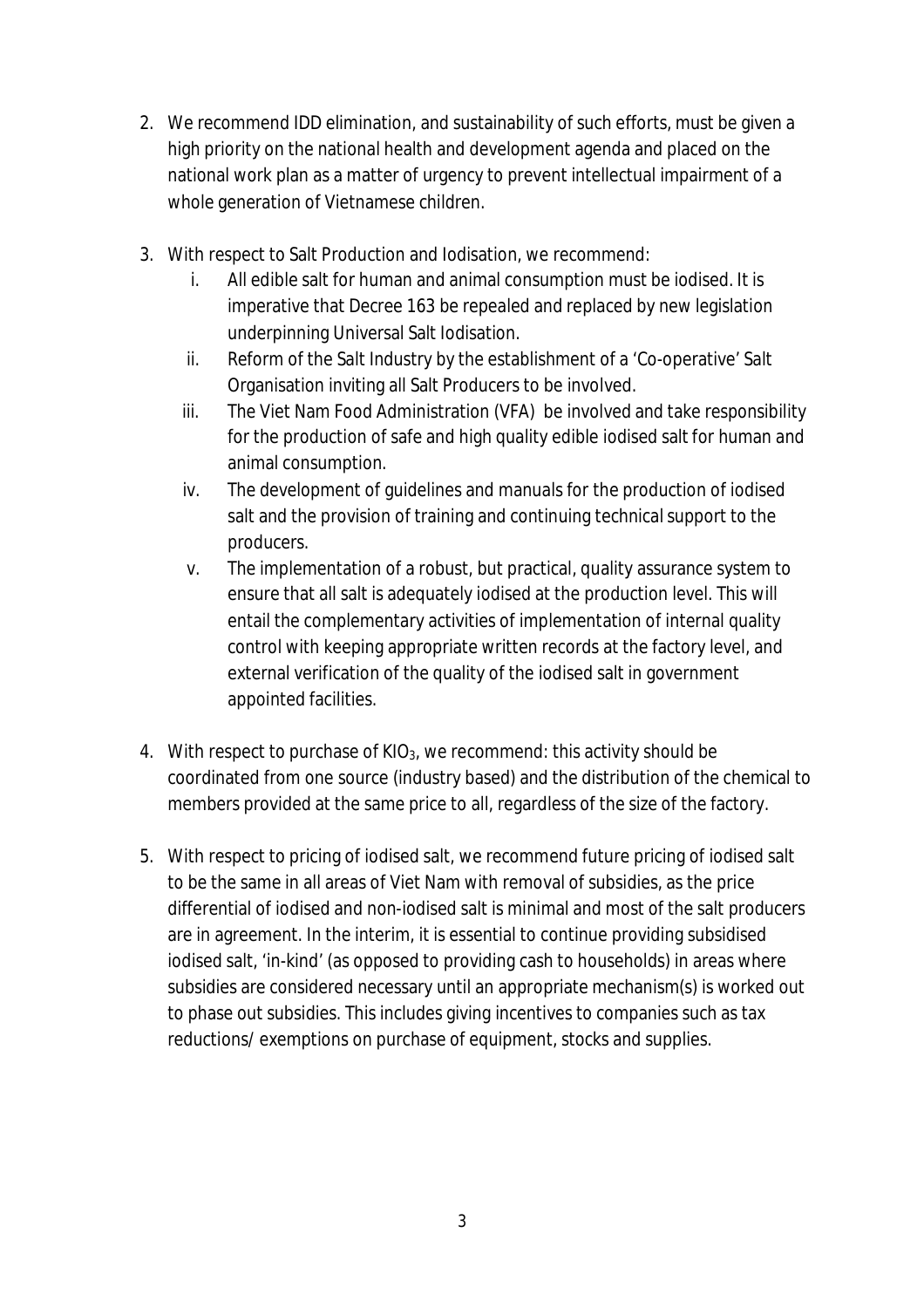2. We recommend IDD elimination, and sustainability of such efforts, must be given a high priority on the national health and development agenda and placed on the national work plan as a matter of urgency to prevent intellectual impairment of a whole generation of Vietnamese children.

3. With respect to Salt Production and Iodisation, we recommend:
   i. All edible salt for human and animal consumption must be iodised. It is imperative that Decree 163 be repealed and replaced by new legislation underpinning Universal Salt Iodisation.
   ii. Reform of the Salt Industry by the establishment of a 'Co-operative' Salt Organisation inviting all Salt Producers to be involved.
   iii. The Viet Nam Food Administration (VFA) be involved and take responsibility for the production of safe and high quality edible iodised salt for human and animal consumption.
   iv. The development of guidelines and manuals for the production of iodised salt and the provision of training and continuing technical support to the producers.
   v. The implementation of a robust, but practical, quality assurance system to ensure that all salt is adequately iodised at the production level. This will entail the complementary activities of implementation of internal quality control with keeping appropriate written records at the factory level, and external verification of the quality of the iodised salt in government appointed facilities.

4. With respect to purchase of $KIO_3$, we recommend: this activity should be coordinated from one source (industry based) and the distribution of the chemical to members provided at the same price to all, regardless of the size of the factory.

5. With respect to pricing of iodised salt, we recommend future pricing of iodised salt to be the same in all areas of Viet Nam with removal of subsidies, as the price differential of iodised and non-iodised salt is minimal and most of the salt producers are in agreement. In the interim, it is essential to continue providing subsidised iodised salt, 'in-kind' (as opposed to providing cash to households) in areas where subsidies are considered necessary until an appropriate mechanism(s) is worked out to phase out subsidies. This includes giving incentives to companies such as tax reductions/ exemptions on purchase of equipment, stocks and supplies.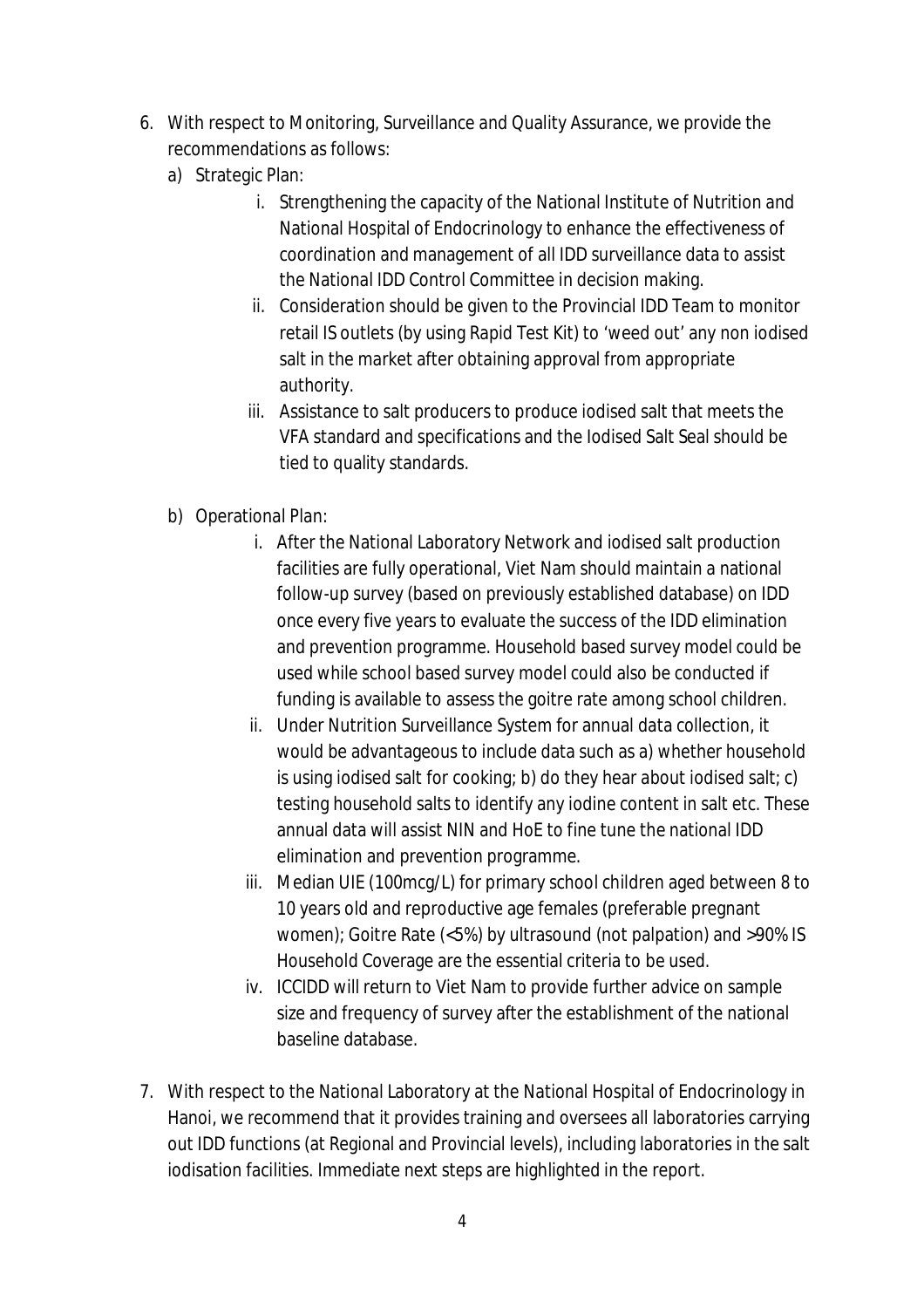6. With respect to Monitoring, Surveillance and Quality Assurance, we provide the recommendations as follows:
   a) Strategic Plan:
      i. Strengthening the capacity of the National Institute of Nutrition and National Hospital of Endocrinology to enhance the effectiveness of coordination and management of all IDD surveillance data to assist the National IDD Control Committee in decision making.
      ii. Consideration should be given to the Provincial IDD Team to monitor retail IS outlets (by using Rapid Test Kit) to 'weed out' any non iodised salt in the market after obtaining approval from appropriate authority.
      iii. Assistance to salt producers to produce iodised salt that meets the VFA standard and specifications and the Iodised Salt Seal should be tied to quality standards.

   b) Operational Plan:
      i. After the National Laboratory Network and iodised salt production facilities are fully operational, Viet Nam should maintain a national follow-up survey (based on previously established database) on IDD once every five years to evaluate the success of the IDD elimination and prevention programme. Household based survey model could be used while school based survey model could also be conducted if funding is available to assess the goitre rate among school children.
      ii. Under Nutrition Surveillance System for annual data collection, it would be advantageous to include data such as a) whether household is using iodised salt for cooking; b) do they hear about iodised salt; c) testing household salts to identify any iodine content in salt etc. These annual data will assist NIN and HoE to fine tune the national IDD elimination and prevention programme.
      iii. Median UIE (100mcg/L) for primary school children aged between 8 to 10 years old and reproductive age females (preferable pregnant women); Goitre Rate (<5%) by ultrasound (not palpation) and >90% IS Household Coverage are the essential criteria to be used.
      iv. ICCIDD will return to Viet Nam to provide further advice on sample size and frequency of survey after the establishment of the national baseline database.

7. With respect to the National Laboratory at the National Hospital of Endocrinology in Hanoi, we recommend that it provides training and oversees all laboratories carrying out IDD functions (at Regional and Provincial levels), including laboratories in the salt iodisation facilities. Immediate next steps are highlighted in the report.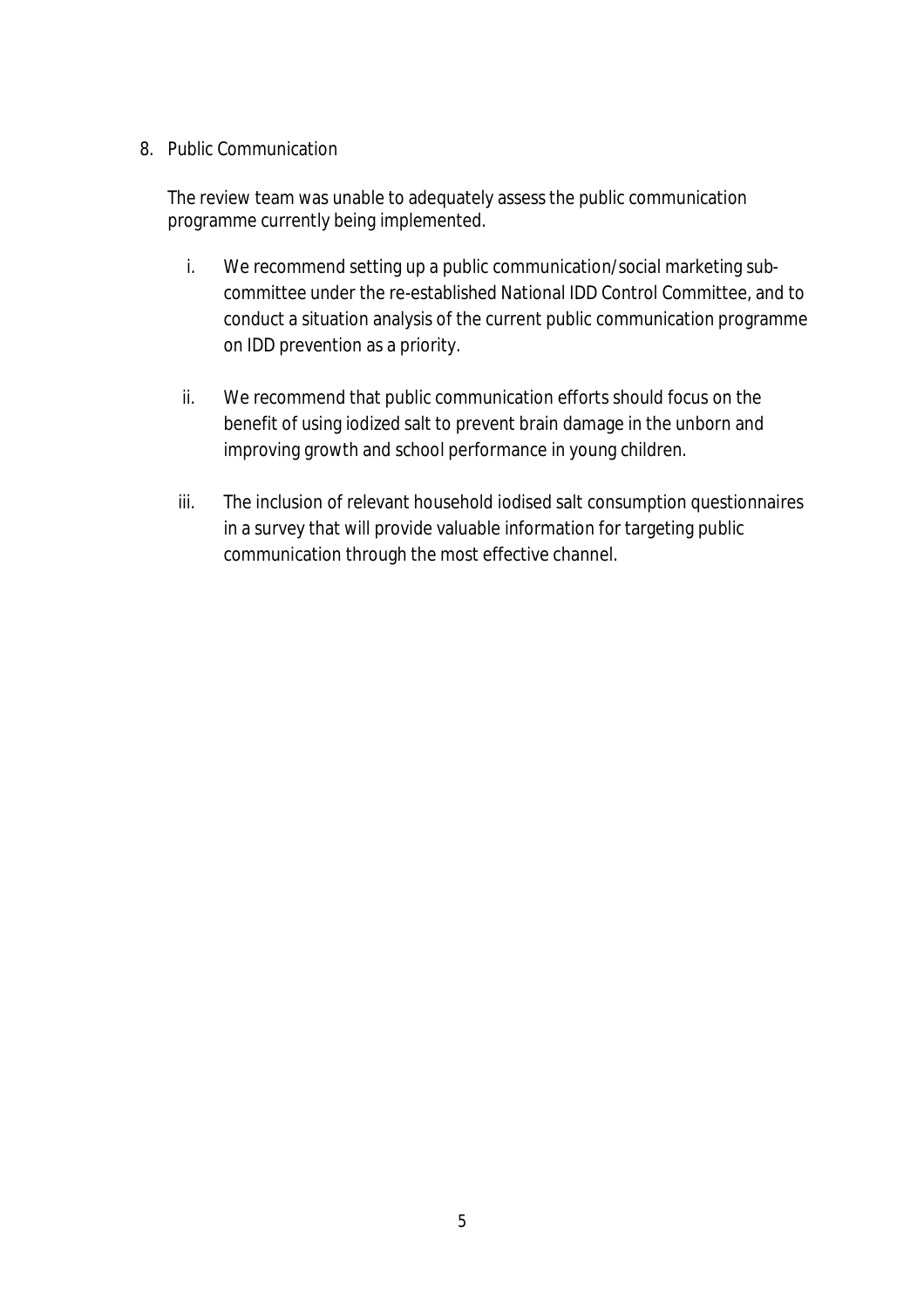8. Public Communication

   The review team was unable to adequately assess the public communication programme currently being implemented.

   i. We recommend setting up a public communication/social marketing sub-committee under the re-established National IDD Control Committee, and to conduct a situation analysis of the current public communication programme on IDD prevention as a priority.

   ii. We recommend that public communication efforts should focus on the benefit of using iodized salt to prevent brain damage in the unborn and improving growth and school performance in young children.

   iii. The inclusion of relevant household iodised salt consumption questionnaires in a survey that will provide valuable information for targeting public communication through the most effective channel.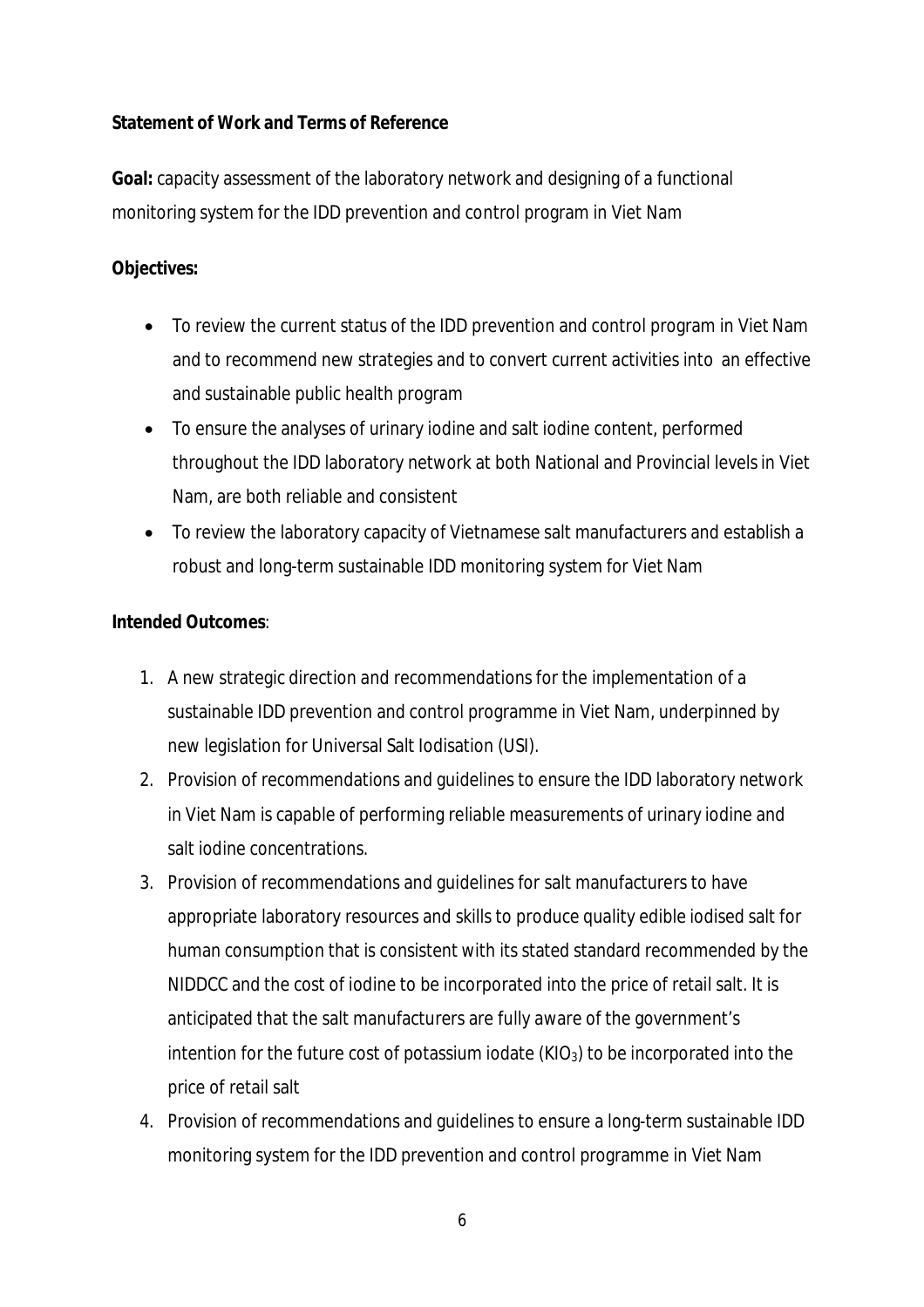**Statement of Work and Terms of Reference**

**Goal:** capacity assessment of the laboratory network and designing of a functional monitoring system for the IDD prevention and control program in Viet Nam

**Objectives:**

- To review the current status of the IDD prevention and control program in Viet Nam and to recommend new strategies and to convert current activities into an effective and sustainable public health program
- To ensure the analyses of urinary iodine and salt iodine content, performed throughout the IDD laboratory network at both National and Provincial levels in Viet Nam, are both reliable and consistent
- To review the laboratory capacity of Vietnamese salt manufacturers and establish a robust and long-term sustainable IDD monitoring system for Viet Nam

**Intended Outcomes**:

1. A new strategic direction and recommendations for the implementation of a sustainable IDD prevention and control programme in Viet Nam, underpinned by new legislation for Universal Salt Iodisation (USI).
2. Provision of recommendations and guidelines to ensure the IDD laboratory network in Viet Nam is capable of performing reliable measurements of urinary iodine and salt iodine concentrations.
3. Provision of recommendations and guidelines for salt manufacturers to have appropriate laboratory resources and skills to produce quality edible iodised salt for human consumption that is consistent with its stated standard recommended by the NIDDCC and the cost of iodine to be incorporated into the price of retail salt. It is anticipated that the salt manufacturers are fully aware of the government's intention for the future cost of potassium iodate ($KIO_3$) to be incorporated into the price of retail salt
4. Provision of recommendations and guidelines to ensure a long-term sustainable IDD monitoring system for the IDD prevention and control programme in Viet Nam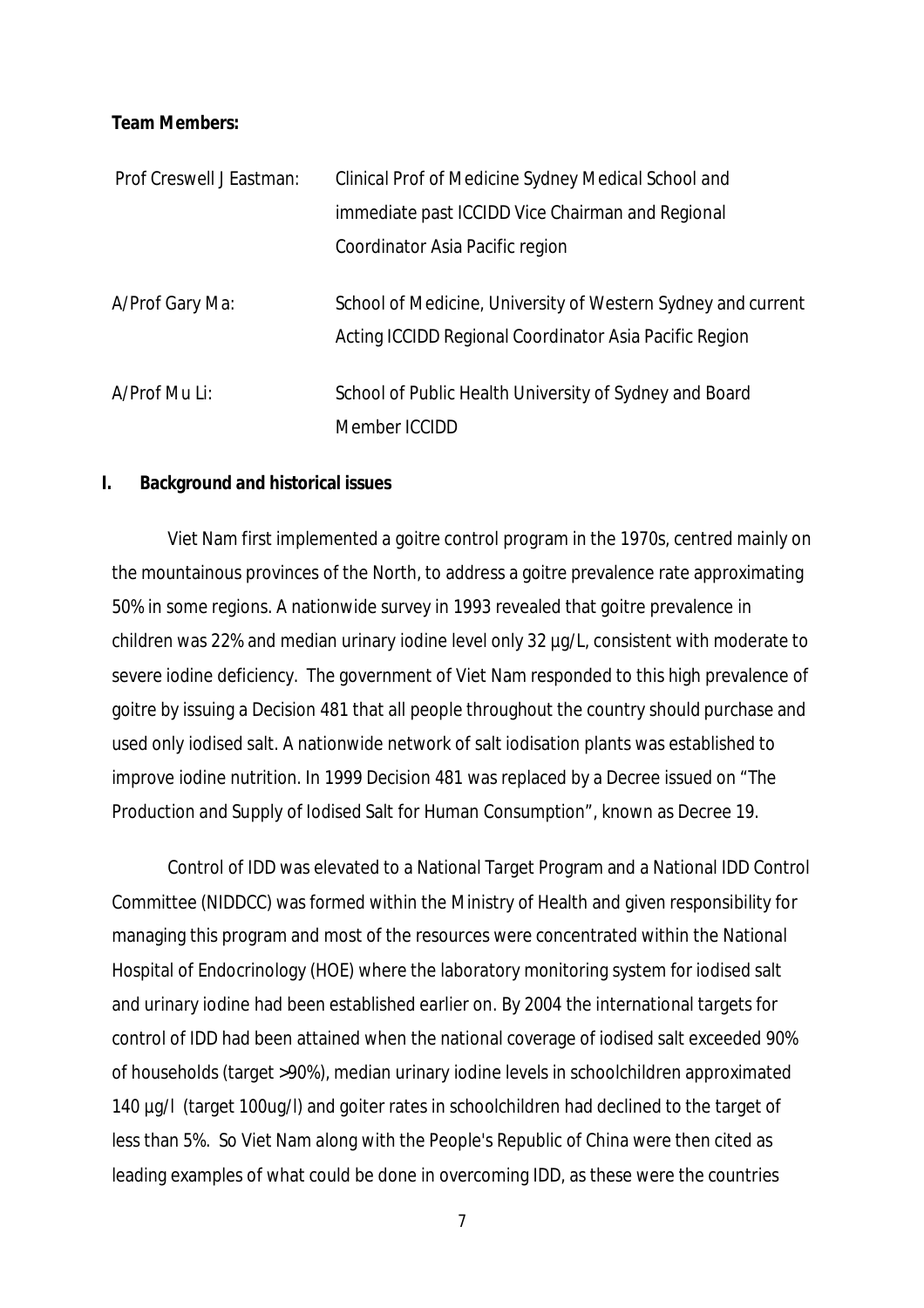**Team Members:**

| | |
|---|---|
| Prof Creswell J Eastman: | Clinical Prof of Medicine Sydney Medical School and immediate past ICCIDD Vice Chairman and Regional Coordinator Asia Pacific region |
| A/Prof Gary Ma: | School of Medicine, University of Western Sydney and current Acting ICCIDD Regional Coordinator Asia Pacific Region |
| A/Prof Mu Li: | School of Public Health University of Sydney and Board Member ICCIDD |

## I. Background and historical issues

Viet Nam first implemented a goitre control program in the 1970s, centred mainly on the mountainous provinces of the North, to address a goitre prevalence rate approximating 50% in some regions. A nationwide survey in 1993 revealed that goitre prevalence in children was 22% and median urinary iodine level only 32 µg/L, consistent with moderate to severe iodine deficiency. The government of Viet Nam responded to this high prevalence of goitre by issuing a Decision 481 that all people throughout the country should purchase and used only iodised salt. A nationwide network of salt iodisation plants was established to improve iodine nutrition. In 1999 Decision 481 was replaced by a Decree issued on "The Production and Supply of Iodised Salt for Human Consumption", known as Decree 19.

Control of IDD was elevated to a National Target Program and a National IDD Control Committee (NIDDCC) was formed within the Ministry of Health and given responsibility for managing this program and most of the resources were concentrated within the National Hospital of Endocrinology (HOE) where the laboratory monitoring system for iodised salt and urinary iodine had been established earlier on. By 2004 the international targets for control of IDD had been attained when the national coverage of iodised salt exceeded 90% of households (target >90%), median urinary iodine levels in schoolchildren approximated 140 µg/l (target 100ug/l) and goiter rates in schoolchildren had declined to the target of less than 5%. So Viet Nam along with the People's Republic of China were then cited as leading examples of what could be done in overcoming IDD, as these were the countries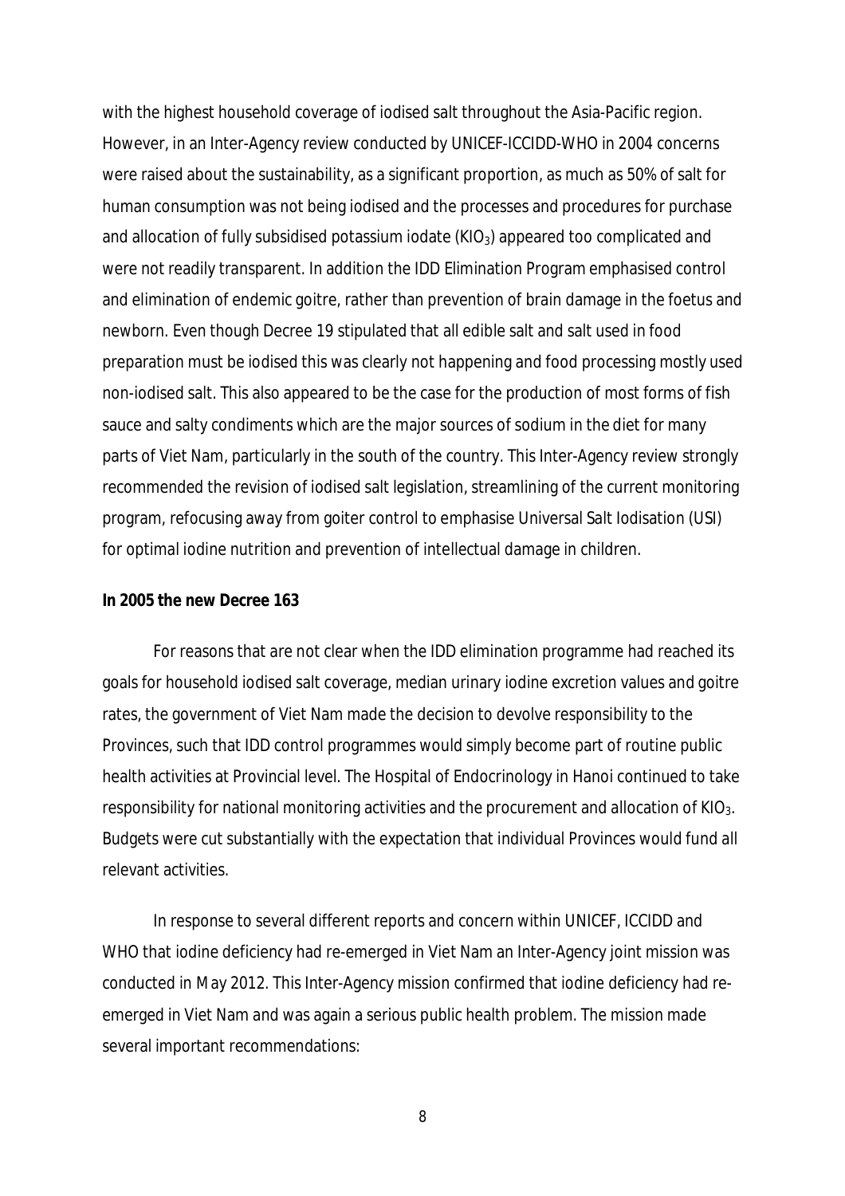with the highest household coverage of iodised salt throughout the Asia-Pacific region. However, in an Inter-Agency review conducted by UNICEF-ICCIDD-WHO in 2004 concerns were raised about the sustainability, as a significant proportion, as much as 50% of salt for human consumption was not being iodised and the processes and procedures for purchase and allocation of fully subsidised potassium iodate ($KIO_3$) appeared too complicated and were not readily transparent. In addition the IDD Elimination Program emphasised control and elimination of endemic goitre, rather than prevention of brain damage in the foetus and newborn. Even though Decree 19 stipulated that all edible salt and salt used in food preparation must be iodised this was clearly not happening and food processing mostly used non-iodised salt. This also appeared to be the case for the production of most forms of fish sauce and salty condiments which are the major sources of sodium in the diet for many parts of Viet Nam, particularly in the south of the country. This Inter-Agency review strongly recommended the revision of iodised salt legislation, streamlining of the current monitoring program, refocusing away from goiter control to emphasise Universal Salt Iodisation (USI) for optimal iodine nutrition and prevention of intellectual damage in children.

**In 2005 the new Decree 163**

For reasons that are not clear when the IDD elimination programme had reached its goals for household iodised salt coverage, median urinary iodine excretion values and goitre rates, the government of Viet Nam made the decision to devolve responsibility to the Provinces, such that IDD control programmes would simply become part of routine public health activities at Provincial level. The Hospital of Endocrinology in Hanoi continued to take responsibility for national monitoring activities and the procurement and allocation of $KIO_3$. Budgets were cut substantially with the expectation that individual Provinces would fund all relevant activities.

In response to several different reports and concern within UNICEF, ICCIDD and WHO that iodine deficiency had re-emerged in Viet Nam an Inter-Agency joint mission was conducted in May 2012. This Inter-Agency mission confirmed that iodine deficiency had re-emerged in Viet Nam and was again a serious public health problem. The mission made several important recommendations: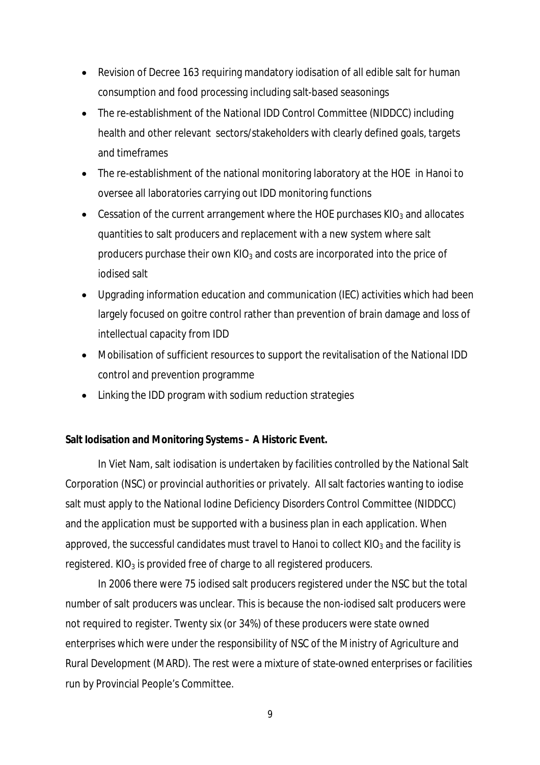- Revision of Decree 163 requiring mandatory iodisation of all edible salt for human consumption and food processing including salt-based seasonings
- The re-establishment of the National IDD Control Committee (NIDDCC) including health and other relevant sectors/stakeholders with clearly defined goals, targets and timeframes
- The re-establishment of the national monitoring laboratory at the HOE in Hanoi to oversee all laboratories carrying out IDD monitoring functions
- Cessation of the current arrangement where the HOE purchases $KIO_3$ and allocates quantities to salt producers and replacement with a new system where salt producers purchase their own $KIO_3$ and costs are incorporated into the price of iodised salt
- Upgrading information education and communication (IEC) activities which had been largely focused on goitre control rather than prevention of brain damage and loss of intellectual capacity from IDD
- Mobilisation of sufficient resources to support the revitalisation of the National IDD control and prevention programme
- Linking the IDD program with sodium reduction strategies

**Salt Iodisation and Monitoring Systems – A Historic Event.**

In Viet Nam, salt iodisation is undertaken by facilities controlled by the National Salt Corporation (NSC) or provincial authorities or privately. All salt factories wanting to iodise salt must apply to the National Iodine Deficiency Disorders Control Committee (NIDDCC) and the application must be supported with a business plan in each application. When approved, the successful candidates must travel to Hanoi to collect $KIO_3$ and the facility is registered. $KIO_3$ is provided free of charge to all registered producers.

In 2006 there were 75 iodised salt producers registered under the NSC but the total number of salt producers was unclear. This is because the non-iodised salt producers were not required to register. Twenty six (or 34%) of these producers were state owned enterprises which were under the responsibility of NSC of the Ministry of Agriculture and Rural Development (MARD). The rest were a mixture of state-owned enterprises or facilities run by Provincial People's Committee.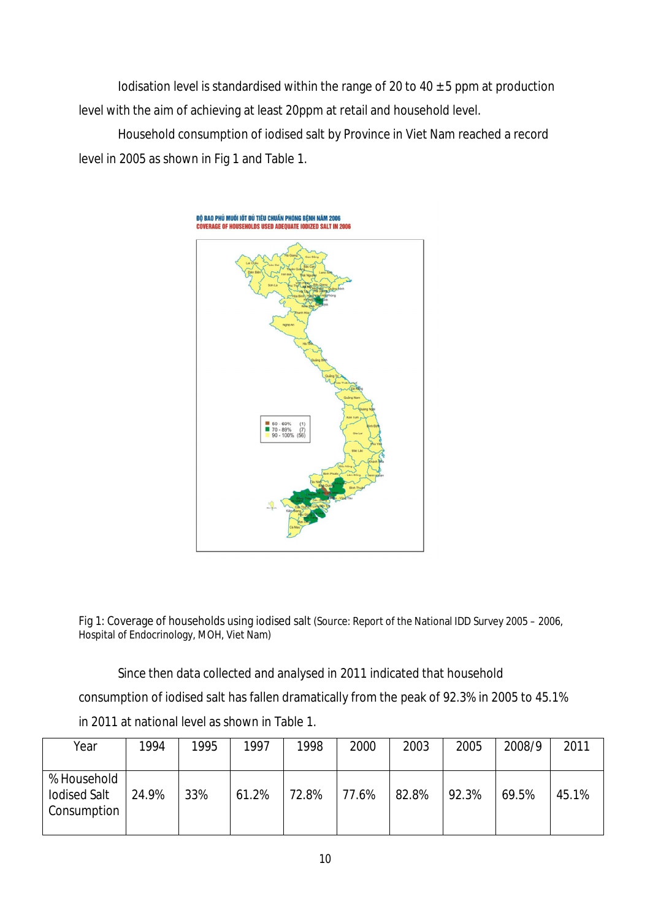Iodisation level is standardised within the range of 20 to 40 ± 5 ppm at production level with the aim of achieving at least 20ppm at retail and household level.

Household consumption of iodised salt by Province in Viet Nam reached a record level in 2005 as shown in Fig 1 and Table 1.

ĐỘ BAO PHỦ MUỐI IỐT ĐỦ TIÊU CHUẨN PHÒNG BỆNH NĂM 2006
COVERAGE OF HOUSEHOLDS USED ADEQUATE IODIZED SALT IN 2006

50 - 69% (1)
70 - 89% (7)
90 - 100% (56)

Fig 1: Coverage of households using iodised salt (Source: Report of the National IDD Survey 2005 – 2006, Hospital of Endocrinology, MOH, Viet Nam)

Since then data collected and analysed in 2011 indicated that household consumption of iodised salt has fallen dramatically from the peak of 92.3% in 2005 to 45.1% in 2011 at national level as shown in Table 1.

| Year | 1994 | 1995 | 1997 | 1998 | 2000 | 2003 | 2005 | 2008/9 | 2011 |
|---|---|---|---|---|---|---|---|---|---|
| % Household Iodised Salt Consumption | 24.9% | 33% | 61.2% | 72.8% | 77.6% | 82.8% | 92.3% | 69.5% | 45.1% |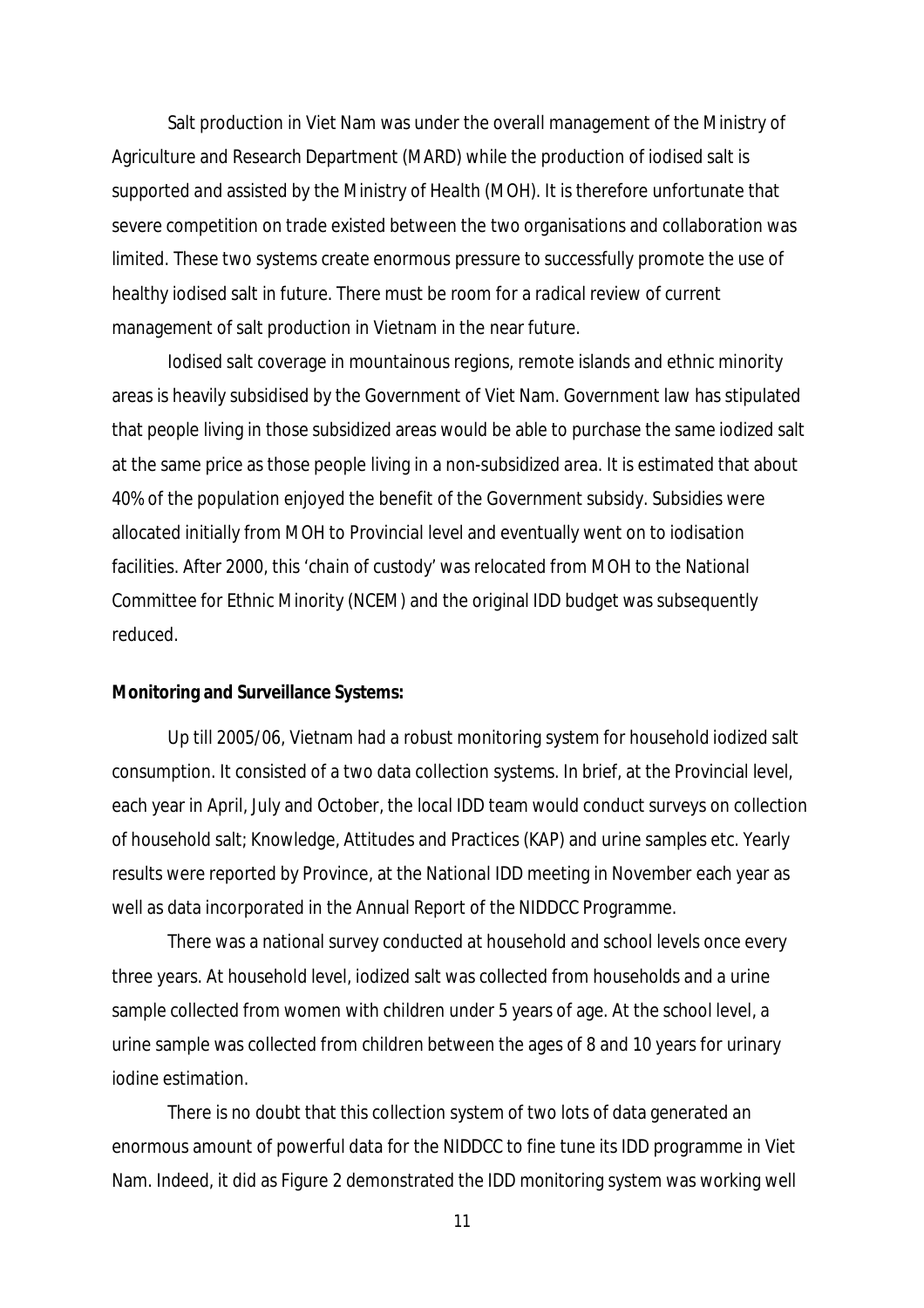Salt production in Viet Nam was under the overall management of the Ministry of Agriculture and Research Department (MARD) while the production of iodised salt is supported and assisted by the Ministry of Health (MOH). It is therefore unfortunate that severe competition on trade existed between the two organisations and collaboration was limited. These two systems create enormous pressure to successfully promote the use of healthy iodised salt in future. There must be room for a radical review of current management of salt production in Vietnam in the near future.

Iodised salt coverage in mountainous regions, remote islands and ethnic minority areas is heavily subsidised by the Government of Viet Nam. Government law has stipulated that people living in those subsidized areas would be able to purchase the same iodized salt at the same price as those people living in a non-subsidized area. It is estimated that about 40% of the population enjoyed the benefit of the Government subsidy. Subsidies were allocated initially from MOH to Provincial level and eventually went on to iodisation facilities. After 2000, this 'chain of custody' was relocated from MOH to the National Committee for Ethnic Minority (NCEM) and the original IDD budget was subsequently reduced.

**Monitoring and Surveillance Systems:**

Up till 2005/06, Vietnam had a robust monitoring system for household iodized salt consumption. It consisted of a two data collection systems. In brief, at the Provincial level, each year in April, July and October, the local IDD team would conduct surveys on collection of household salt; Knowledge, Attitudes and Practices (KAP) and urine samples etc. Yearly results were reported by Province, at the National IDD meeting in November each year as well as data incorporated in the Annual Report of the NIDDCC Programme.

There was a national survey conducted at household and school levels once every three years. At household level, iodized salt was collected from households and a urine sample collected from women with children under 5 years of age. At the school level, a urine sample was collected from children between the ages of 8 and 10 years for urinary iodine estimation.

There is no doubt that this collection system of two lots of data generated an enormous amount of powerful data for the NIDDCC to fine tune its IDD programme in Viet Nam. Indeed, it did as Figure 2 demonstrated the IDD monitoring system was working well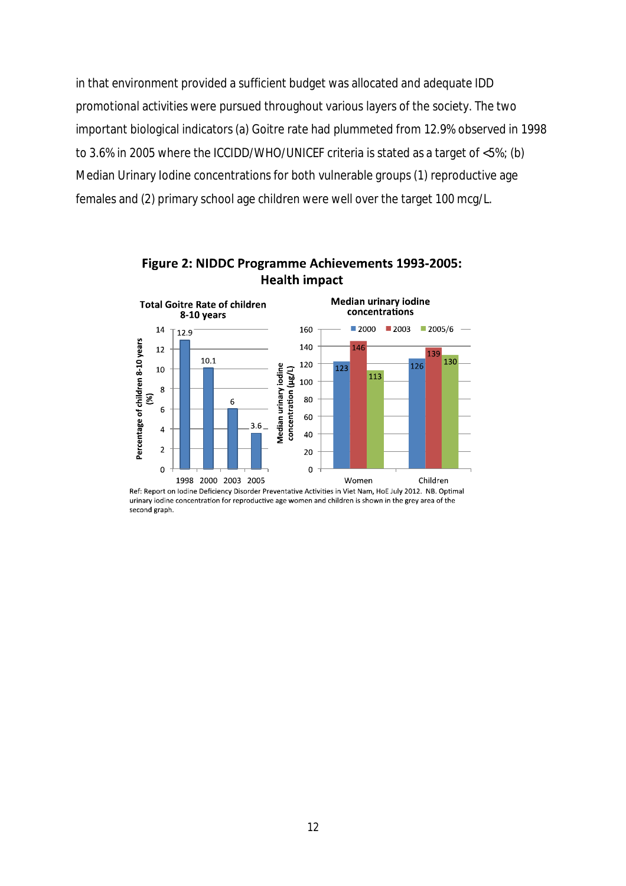in that environment provided a sufficient budget was allocated and adequate IDD promotional activities were pursued throughout various layers of the society. The two important biological indicators (a) Goitre rate had plummeted from 12.9% observed in 1998 to 3.6% in 2005 where the ICCIDD/WHO/UNICEF criteria is stated as a target of <5%; (b) Median Urinary Iodine concentrations for both vulnerable groups (1) reproductive age females and (2) primary school age children were well over the target 100 mcg/L.

**Figure 2: NIDDC Programme Achievements 1993-2005: Health impact**

Total Goitre Rate of children 8-10 years

Percentage of children 8-10 years (%)

14
12
10
8
6
4
2
0

12.9
10.1
6
3.6

1998 2000 2003 2005

Median urinary iodine concentrations

Median urinary iodine concentration (µg/L)

160
140
120
100
80
60
40
20
0

2000 2003 2005/6

123 146 113
126 139 130

Women Children

Ref: Report on Iodine Deficiency Disorder Preventative Activities in Viet Nam, HoE July 2012. NB. Optimal urinary iodine concentration for reproductive age women and children is shown in the grey area of the second graph.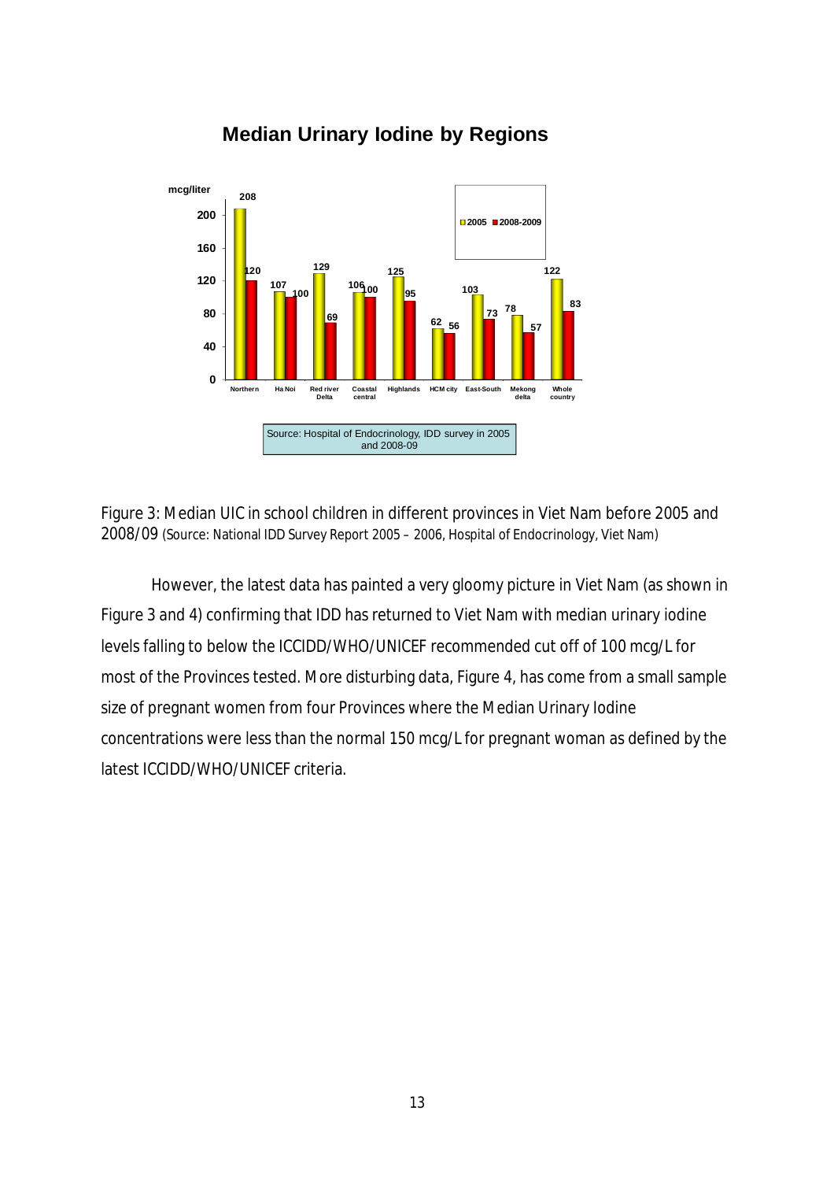Median Urinary Iodine by Regions

mcg/liter

200
160
120
80
40
0

208
120
107
100
129
69
106
100
125
95
62
56
103
73
78
57
122
83

2005 2008-2009

Northern
Ha Noi
Red river Delta
Coastal central
Highlands
HCM city
East-South
Mekong delta
Whole country

Source: Hospital of Endocrinology, IDD survey in 2005 and 2008-09

Figure 3: Median UIC in school children in different provinces in Viet Nam before 2005 and 2008/09 (Source: National IDD Survey Report 2005 – 2006, Hospital of Endocrinology, Viet Nam)

However, the latest data has painted a very gloomy picture in Viet Nam (as shown in Figure 3 and 4) confirming that IDD has returned to Viet Nam with median urinary iodine levels falling to below the ICCIDD/WHO/UNICEF recommended cut off of 100 mcg/L for most of the Provinces tested. More disturbing data, Figure 4, has come from a small sample size of pregnant women from four Provinces where the Median Urinary Iodine concentrations were less than the normal 150 mcg/L for pregnant woman as defined by the latest ICCIDD/WHO/UNICEF criteria.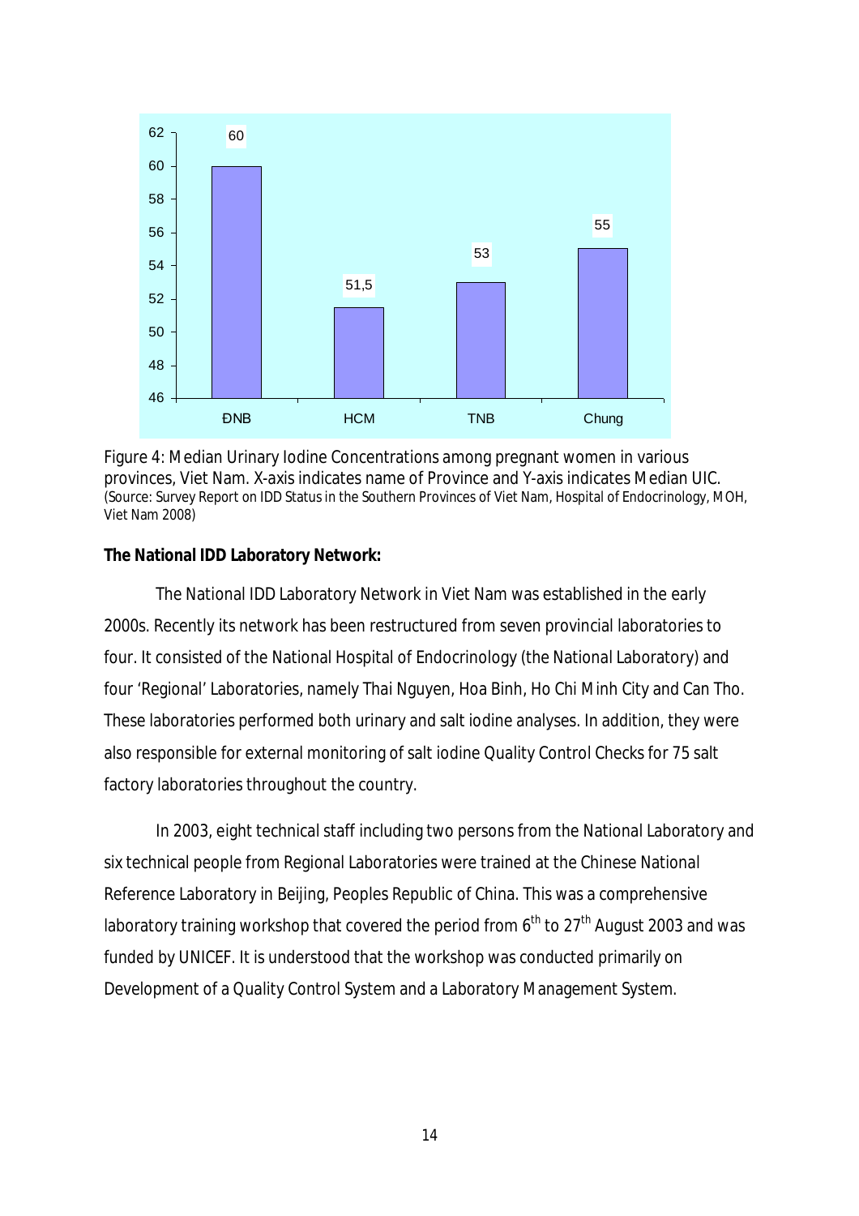62
60
58
56
54
52
50
48
46

60
51,5
53
55

ĐNB
HCM
TNB
Chung

Figure 4: Median Urinary Iodine Concentrations among pregnant women in various provinces, Viet Nam. X-axis indicates name of Province and Y-axis indicates Median UIC. (Source: Survey Report on IDD Status in the Southern Provinces of Viet Nam, Hospital of Endocrinology, MOH, Viet Nam 2008)

**The National IDD Laboratory Network:**

The National IDD Laboratory Network in Viet Nam was established in the early 2000s. Recently its network has been restructured from seven provincial laboratories to four. It consisted of the National Hospital of Endocrinology (the National Laboratory) and four 'Regional' Laboratories, namely Thai Nguyen, Hoa Binh, Ho Chi Minh City and Can Tho. These laboratories performed both urinary and salt iodine analyses. In addition, they were also responsible for external monitoring of salt iodine Quality Control Checks for 75 salt factory laboratories throughout the country.

In 2003, eight technical staff including two persons from the National Laboratory and six technical people from Regional Laboratories were trained at the Chinese National Reference Laboratory in Beijing, Peoples Republic of China. This was a comprehensive laboratory training workshop that covered the period from 6th to 27th August 2003 and was funded by UNICEF. It is understood that the workshop was conducted primarily on Development of a Quality Control System and a Laboratory Management System.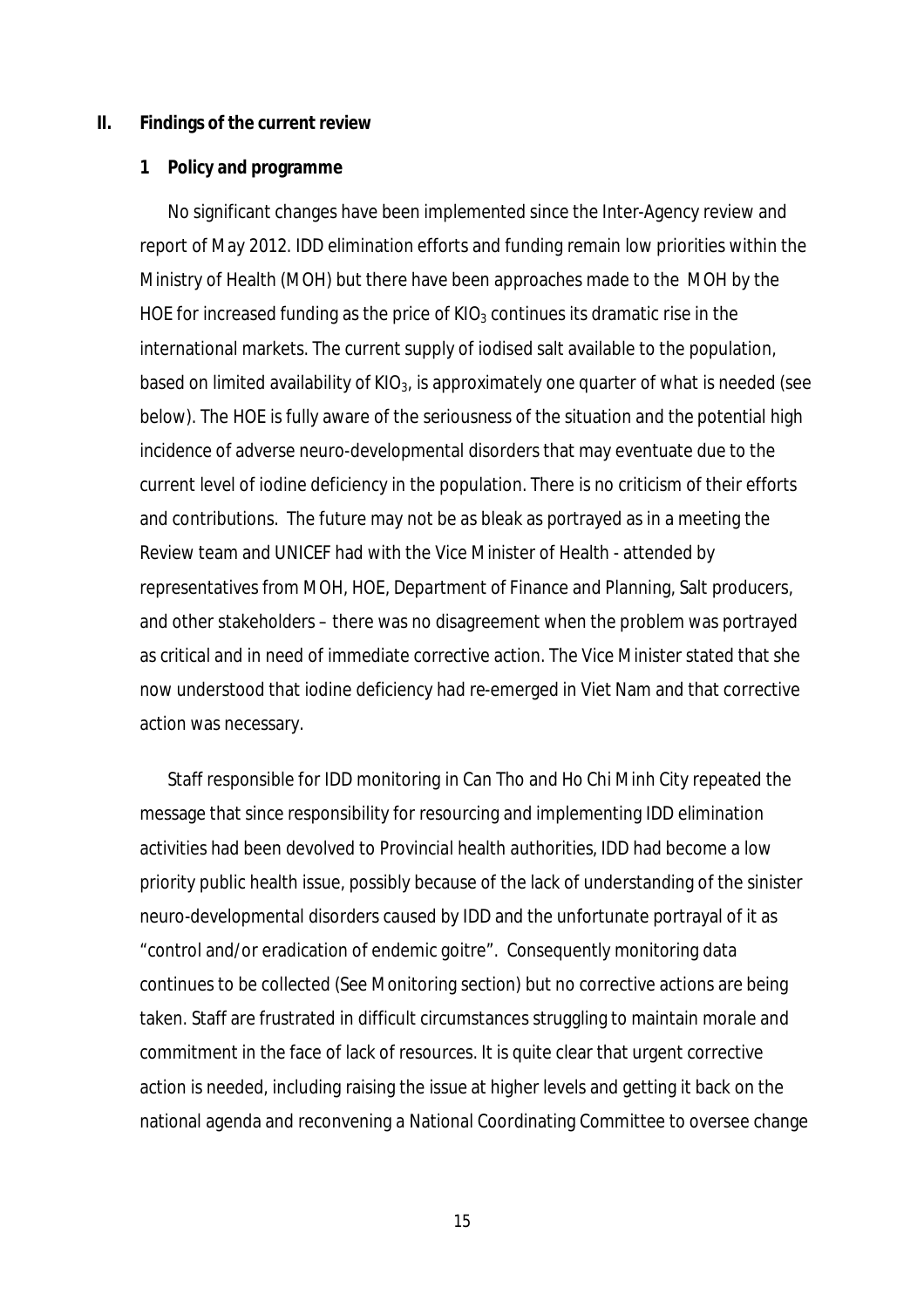## II. Findings of the current review

### 1 Policy and programme

No significant changes have been implemented since the Inter-Agency review and report of May 2012. IDD elimination efforts and funding remain low priorities within the Ministry of Health (MOH) but there have been approaches made to the MOH by the HOE for increased funding as the price of $KIO_3$ continues its dramatic rise in the international markets. The current supply of iodised salt available to the population, based on limited availability of $KIO_3$, is approximately one quarter of what is needed (see below). The HOE is fully aware of the seriousness of the situation and the potential high incidence of adverse neuro-developmental disorders that may eventuate due to the current level of iodine deficiency in the population. There is no criticism of their efforts and contributions. The future may not be as bleak as portrayed as in a meeting the Review team and UNICEF had with the Vice Minister of Health - attended by representatives from MOH, HOE, Department of Finance and Planning, Salt producers, and other stakeholders – there was no disagreement when the problem was portrayed as critical and in need of immediate corrective action. The Vice Minister stated that she now understood that iodine deficiency had re-emerged in Viet Nam and that corrective action was necessary.

Staff responsible for IDD monitoring in Can Tho and Ho Chi Minh City repeated the message that since responsibility for resourcing and implementing IDD elimination activities had been devolved to Provincial health authorities, IDD had become a low priority public health issue, possibly because of the lack of understanding of the sinister neuro-developmental disorders caused by IDD and the unfortunate portrayal of it as "control and/or eradication of endemic goitre". Consequently monitoring data continues to be collected (See Monitoring section) but no corrective actions are being taken. Staff are frustrated in difficult circumstances struggling to maintain morale and commitment in the face of lack of resources. It is quite clear that urgent corrective action is needed, including raising the issue at higher levels and getting it back on the national agenda and reconvening a National Coordinating Committee to oversee change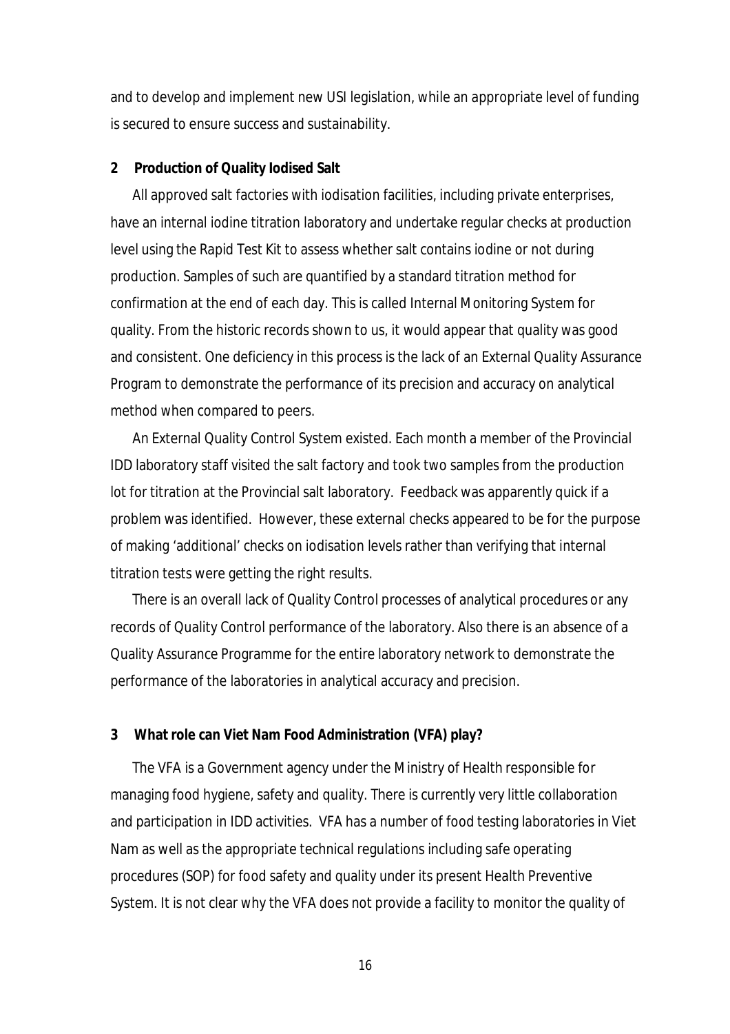and to develop and implement new USI legislation, while an appropriate level of funding is secured to ensure success and sustainability.

## 2 Production of Quality Iodised Salt

All approved salt factories with iodisation facilities, including private enterprises, have an internal iodine titration laboratory and undertake regular checks at production level using the Rapid Test Kit to assess whether salt contains iodine or not during production. Samples of such are quantified by a standard titration method for confirmation at the end of each day. This is called Internal Monitoring System for quality. From the historic records shown to us, it would appear that quality was good and consistent. One deficiency in this process is the lack of an External Quality Assurance Program to demonstrate the performance of its precision and accuracy on analytical method when compared to peers.

An External Quality Control System existed. Each month a member of the Provincial IDD laboratory staff visited the salt factory and took two samples from the production lot for titration at the Provincial salt laboratory. Feedback was apparently quick if a problem was identified. However, these external checks appeared to be for the purpose of making 'additional' checks on iodisation levels rather than verifying that internal titration tests were getting the right results.

There is an overall lack of Quality Control processes of analytical procedures or any records of Quality Control performance of the laboratory. Also there is an absence of a Quality Assurance Programme for the entire laboratory network to demonstrate the performance of the laboratories in analytical accuracy and precision.

## 3 What role can Viet Nam Food Administration (VFA) play?

The VFA is a Government agency under the Ministry of Health responsible for managing food hygiene, safety and quality. There is currently very little collaboration and participation in IDD activities. VFA has a number of food testing laboratories in Viet Nam as well as the appropriate technical regulations including safe operating procedures (SOP) for food safety and quality under its present Health Preventive System. It is not clear why the VFA does not provide a facility to monitor the quality of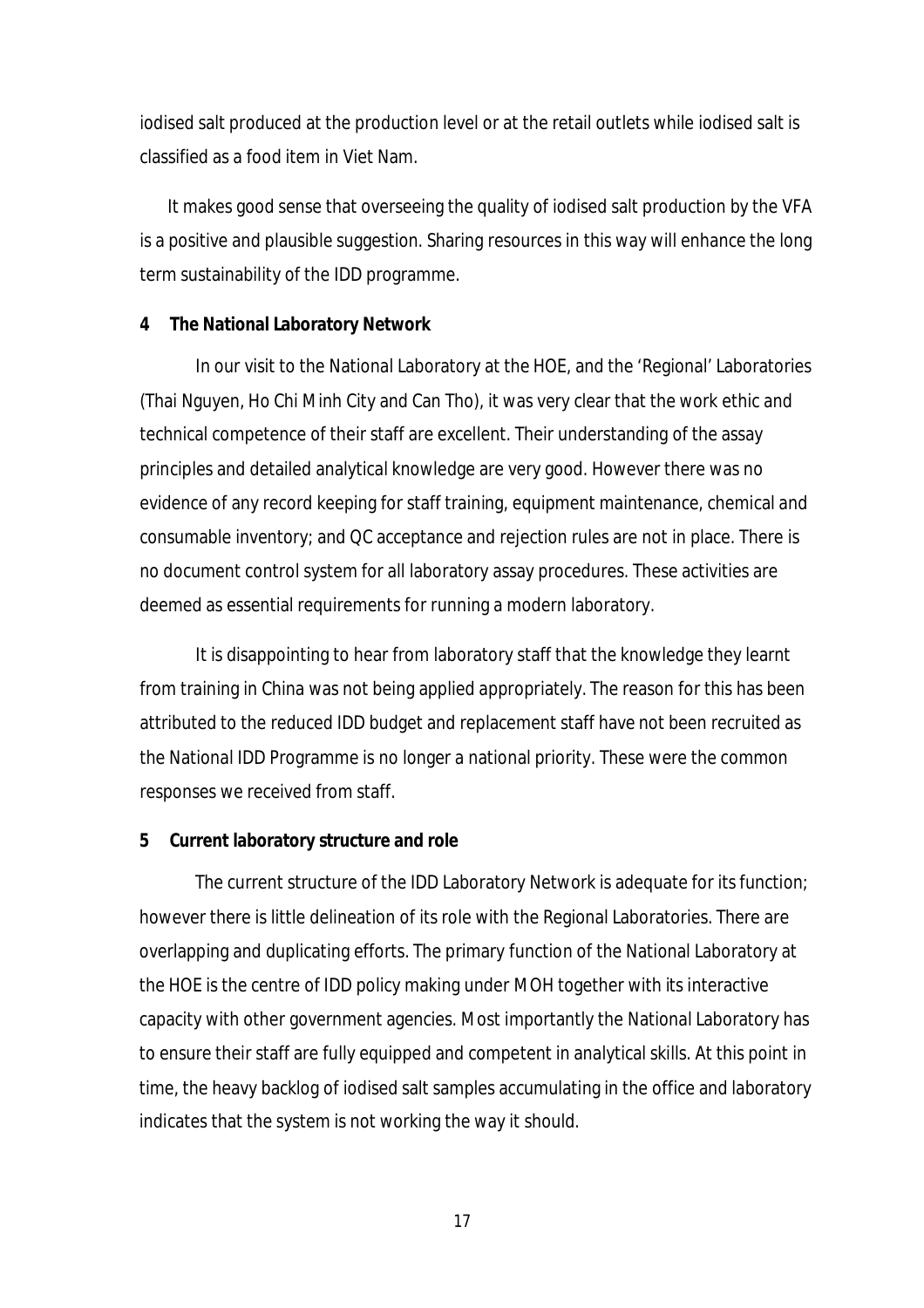iodised salt produced at the production level or at the retail outlets while iodised salt is classified as a food item in Viet Nam.

It makes good sense that overseeing the quality of iodised salt production by the VFA is a positive and plausible suggestion. Sharing resources in this way will enhance the long term sustainability of the IDD programme.

## 4 The National Laboratory Network

In our visit to the National Laboratory at the HOE, and the 'Regional' Laboratories (Thai Nguyen, Ho Chi Minh City and Can Tho), it was very clear that the work ethic and technical competence of their staff are excellent. Their understanding of the assay principles and detailed analytical knowledge are very good. However there was no evidence of any record keeping for staff training, equipment maintenance, chemical and consumable inventory; and QC acceptance and rejection rules are not in place. There is no document control system for all laboratory assay procedures. These activities are deemed as essential requirements for running a modern laboratory.

It is disappointing to hear from laboratory staff that the knowledge they learnt from training in China was not being applied appropriately. The reason for this has been attributed to the reduced IDD budget and replacement staff have not been recruited as the National IDD Programme is no longer a national priority. These were the common responses we received from staff.

## 5 Current laboratory structure and role

The current structure of the IDD Laboratory Network is adequate for its function; however there is little delineation of its role with the Regional Laboratories. There are overlapping and duplicating efforts. The primary function of the National Laboratory at the HOE is the centre of IDD policy making under MOH together with its interactive capacity with other government agencies. Most importantly the National Laboratory has to ensure their staff are fully equipped and competent in analytical skills. At this point in time, the heavy backlog of iodised salt samples accumulating in the office and laboratory indicates that the system is not working the way it should.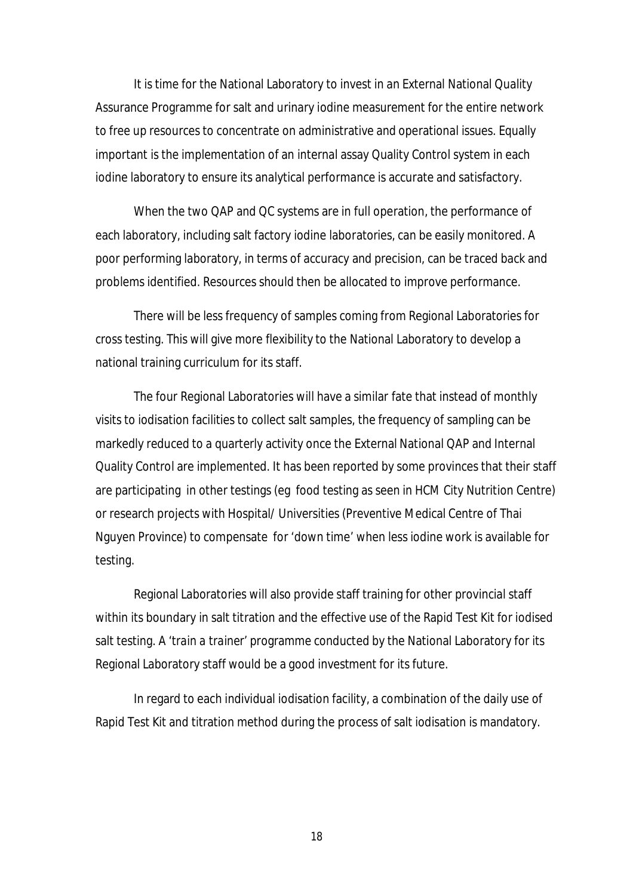It is time for the National Laboratory to invest in an External National Quality Assurance Programme for salt and urinary iodine measurement for the entire network to free up resources to concentrate on administrative and operational issues. Equally important is the implementation of an internal assay Quality Control system in each iodine laboratory to ensure its analytical performance is accurate and satisfactory.

When the two QAP and QC systems are in full operation, the performance of each laboratory, including salt factory iodine laboratories, can be easily monitored. A poor performing laboratory, in terms of accuracy and precision, can be traced back and problems identified. Resources should then be allocated to improve performance.

There will be less frequency of samples coming from Regional Laboratories for cross testing. This will give more flexibility to the National Laboratory to develop a national training curriculum for its staff.

The four Regional Laboratories will have a similar fate that instead of monthly visits to iodisation facilities to collect salt samples, the frequency of sampling can be markedly reduced to a quarterly activity once the External National QAP and Internal Quality Control are implemented. It has been reported by some provinces that their staff are participating in other testings (eg food testing as seen in HCM City Nutrition Centre) or research projects with Hospital/ Universities (Preventive Medical Centre of Thai Nguyen Province) to compensate for 'down time' when less iodine work is available for testing.

Regional Laboratories will also provide staff training for other provincial staff within its boundary in salt titration and the effective use of the Rapid Test Kit for iodised salt testing. A 'train a trainer' programme conducted by the National Laboratory for its Regional Laboratory staff would be a good investment for its future.

In regard to each individual iodisation facility, a combination of the daily use of Rapid Test Kit and titration method during the process of salt iodisation is mandatory.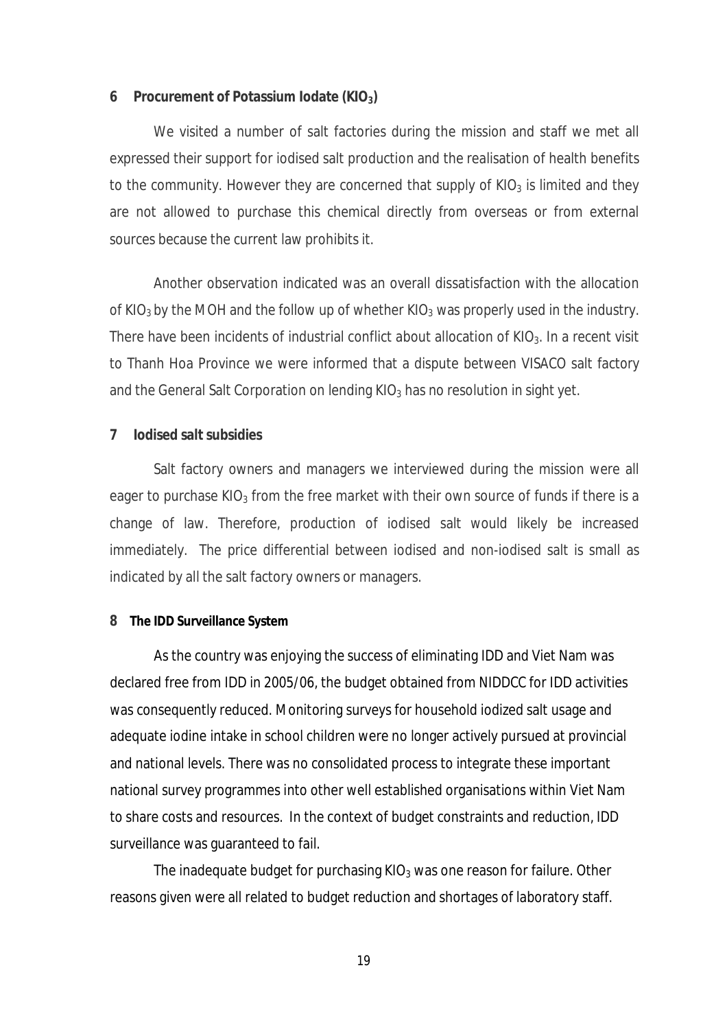## 6 Procurement of Potassium Iodate ($KIO_3$)

We visited a number of salt factories during the mission and staff we met all expressed their support for iodised salt production and the realisation of health benefits to the community. However they are concerned that supply of $KIO_3$ is limited and they are not allowed to purchase this chemical directly from overseas or from external sources because the current law prohibits it.

Another observation indicated was an overall dissatisfaction with the allocation of $KIO_3$ by the MOH and the follow up of whether $KIO_3$ was properly used in the industry. There have been incidents of industrial conflict about allocation of $KIO_3$. In a recent visit to Thanh Hoa Province we were informed that a dispute between VISACO salt factory and the General Salt Corporation on lending $KIO_3$ has no resolution in sight yet.

## 7 Iodised salt subsidies

Salt factory owners and managers we interviewed during the mission were all eager to purchase $KIO_3$ from the free market with their own source of funds if there is a change of law. Therefore, production of iodised salt would likely be increased immediately. The price differential between iodised and non-iodised salt is small as indicated by all the salt factory owners or managers.

## 8 The IDD Surveillance System

As the country was enjoying the success of eliminating IDD and Viet Nam was declared free from IDD in 2005/06, the budget obtained from NIDDCC for IDD activities was consequently reduced. Monitoring surveys for household iodized salt usage and adequate iodine intake in school children were no longer actively pursued at provincial and national levels. There was no consolidated process to integrate these important national survey programmes into other well established organisations within Viet Nam to share costs and resources. In the context of budget constraints and reduction, IDD surveillance was guaranteed to fail.

The inadequate budget for purchasing $KIO_3$ was one reason for failure. Other reasons given were all related to budget reduction and shortages of laboratory staff.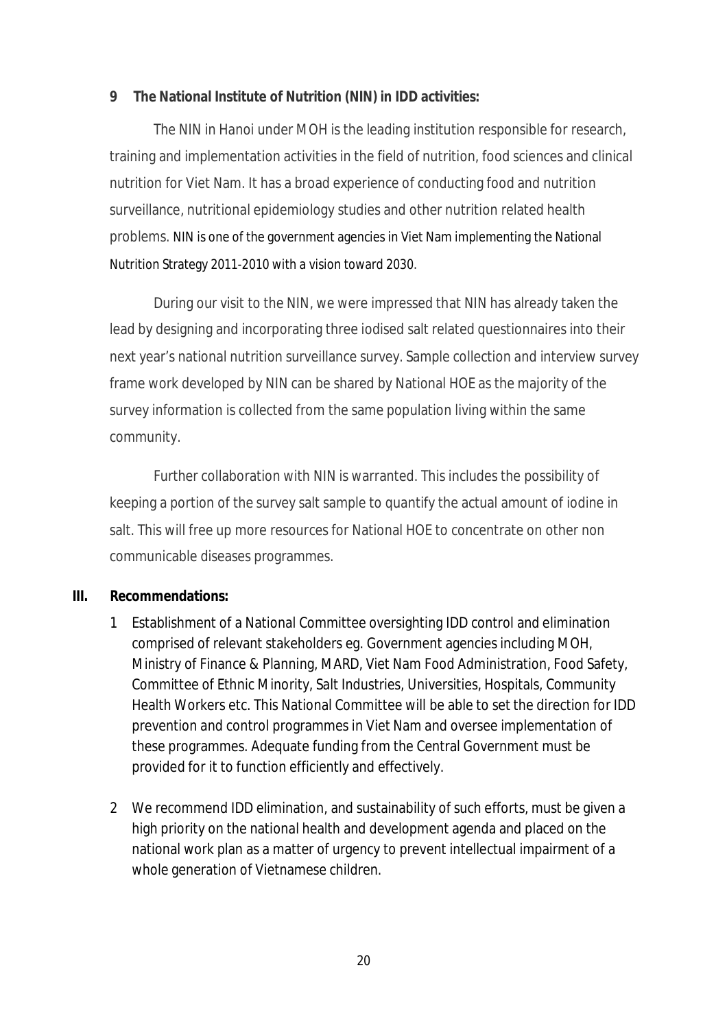**9 The National Institute of Nutrition (NIN) in IDD activities:**

The NIN in Hanoi under MOH is the leading institution responsible for research, training and implementation activities in the field of nutrition, food sciences and clinical nutrition for Viet Nam. It has a broad experience of conducting food and nutrition surveillance, nutritional epidemiology studies and other nutrition related health problems. NIN is one of the government agencies in Viet Nam implementing the National Nutrition Strategy 2011-2010 with a vision toward 2030.

During our visit to the NIN, we were impressed that NIN has already taken the lead by designing and incorporating three iodised salt related questionnaires into their next year's national nutrition surveillance survey. Sample collection and interview survey frame work developed by NIN can be shared by National HOE as the majority of the survey information is collected from the same population living within the same community.

Further collaboration with NIN is warranted. This includes the possibility of keeping a portion of the survey salt sample to quantify the actual amount of iodine in salt. This will free up more resources for National HOE to concentrate on other non communicable diseases programmes.

## III. Recommendations:

1. Establishment of a National Committee oversighting IDD control and elimination comprised of relevant stakeholders eg. Government agencies including MOH, Ministry of Finance & Planning, MARD, Viet Nam Food Administration, Food Safety, Committee of Ethnic Minority, Salt Industries, Universities, Hospitals, Community Health Workers etc. This National Committee will be able to set the direction for IDD prevention and control programmes in Viet Nam and oversee implementation of these programmes. Adequate funding from the Central Government must be provided for it to function efficiently and effectively.

2. We recommend IDD elimination, and sustainability of such efforts, must be given a high priority on the national health and development agenda and placed on the national work plan as a matter of urgency to prevent intellectual impairment of a whole generation of Vietnamese children.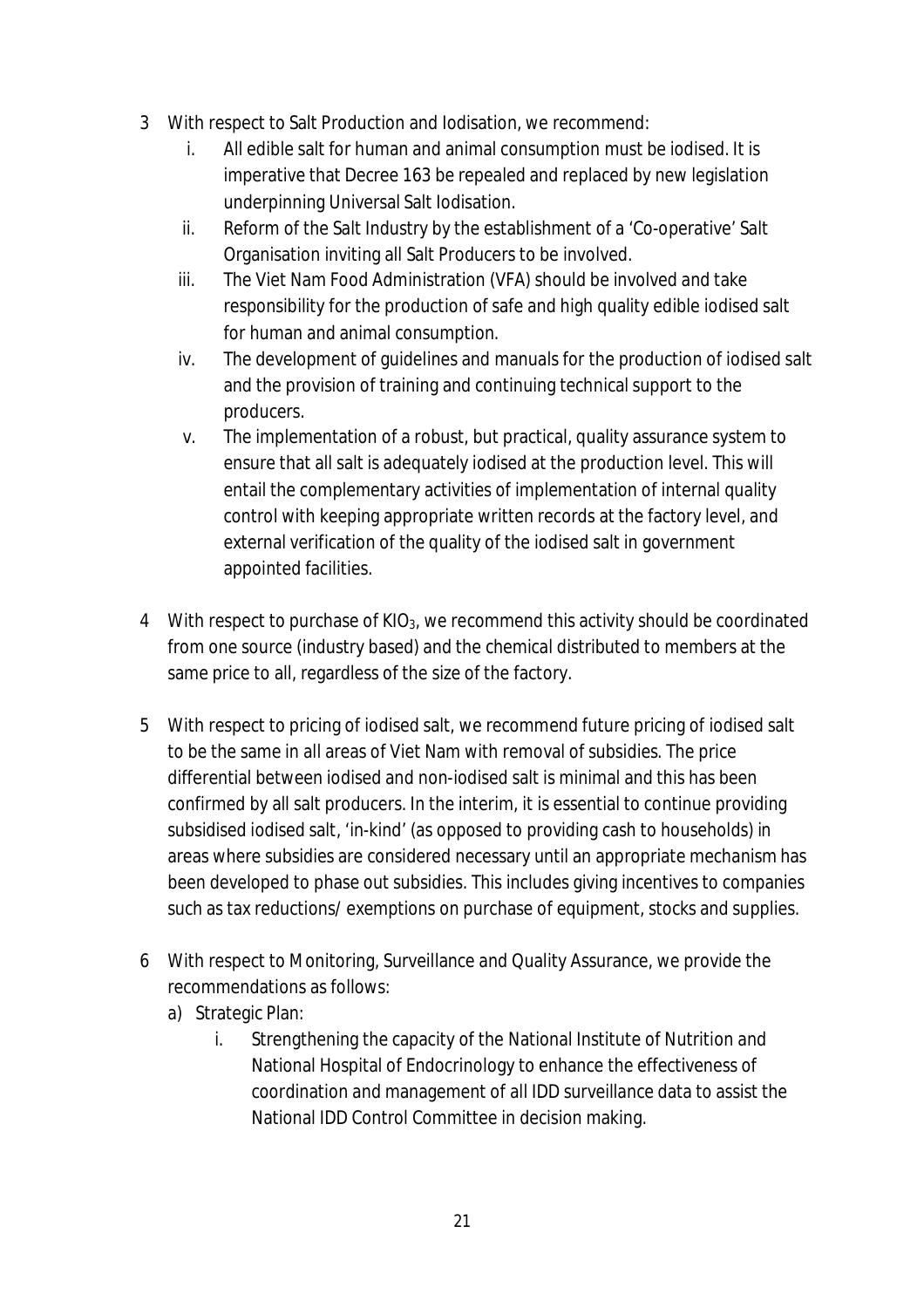3 With respect to Salt Production and Iodisation, we recommend:
   i. All edible salt for human and animal consumption must be iodised. It is imperative that Decree 163 be repealed and replaced by new legislation underpinning Universal Salt Iodisation.
   ii. Reform of the Salt Industry by the establishment of a 'Co-operative' Salt Organisation inviting all Salt Producers to be involved.
   iii. The Viet Nam Food Administration (VFA) should be involved and take responsibility for the production of safe and high quality edible iodised salt for human and animal consumption.
   iv. The development of guidelines and manuals for the production of iodised salt and the provision of training and continuing technical support to the producers.
   v. The implementation of a robust, but practical, quality assurance system to ensure that all salt is adequately iodised at the production level. This will entail the complementary activities of implementation of internal quality control with keeping appropriate written records at the factory level, and external verification of the quality of the iodised salt in government appointed facilities.

4 With respect to purchase of $KIO_3$, we recommend this activity should be coordinated from one source (industry based) and the chemical distributed to members at the same price to all, regardless of the size of the factory.

5 With respect to pricing of iodised salt, we recommend future pricing of iodised salt to be the same in all areas of Viet Nam with removal of subsidies. The price differential between iodised and non-iodised salt is minimal and this has been confirmed by all salt producers. In the interim, it is essential to continue providing subsidised iodised salt, 'in-kind' (as opposed to providing cash to households) in areas where subsidies are considered necessary until an appropriate mechanism has been developed to phase out subsidies. This includes giving incentives to companies such as tax reductions/ exemptions on purchase of equipment, stocks and supplies.

6 With respect to Monitoring, Surveillance and Quality Assurance, we provide the recommendations as follows:
   a) Strategic Plan:
      i. Strengthening the capacity of the National Institute of Nutrition and National Hospital of Endocrinology to enhance the effectiveness of coordination and management of all IDD surveillance data to assist the National IDD Control Committee in decision making.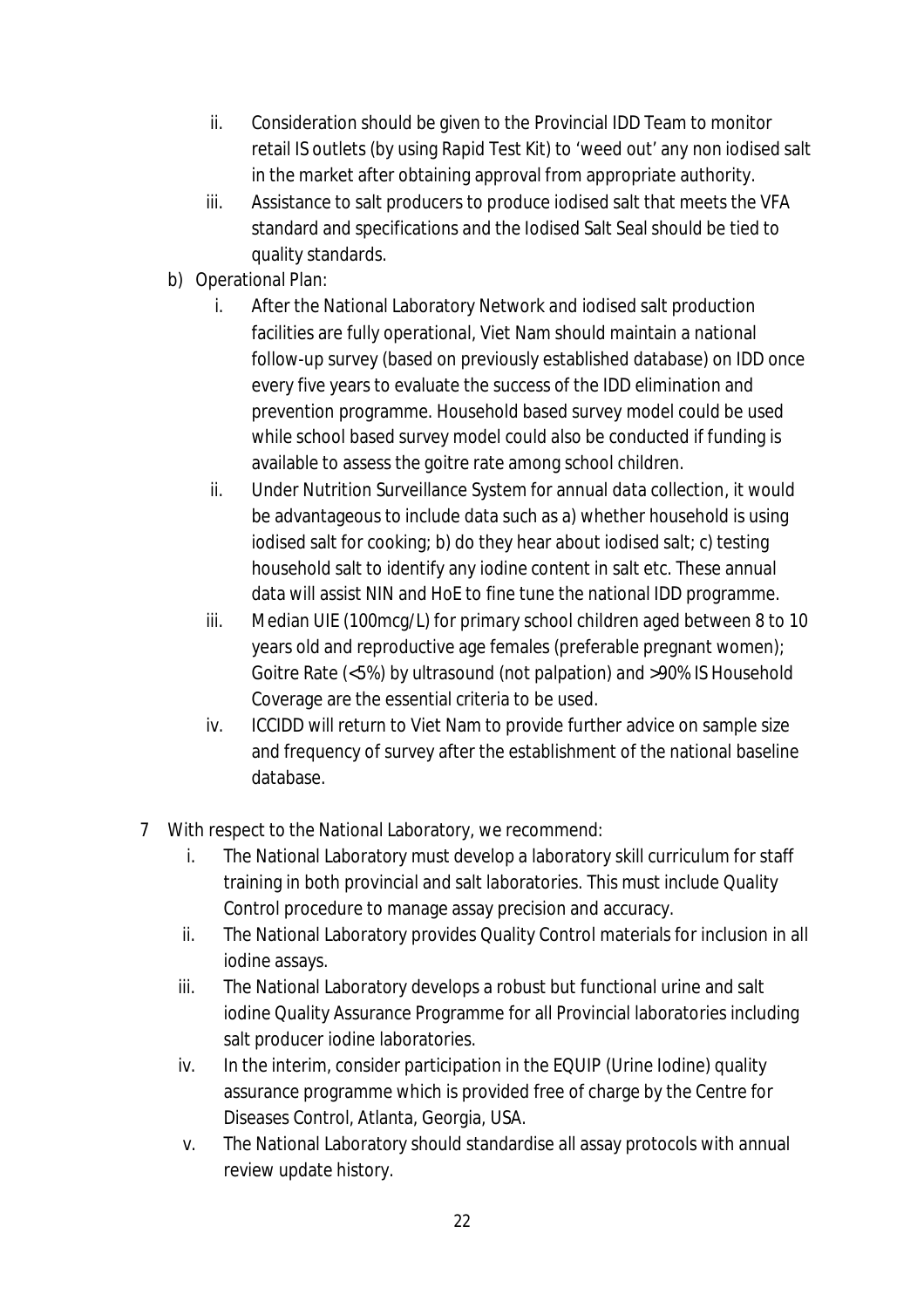ii. Consideration should be given to the Provincial IDD Team to monitor retail IS outlets (by using Rapid Test Kit) to 'weed out' any non iodised salt in the market after obtaining approval from appropriate authority.
   iii. Assistance to salt producers to produce iodised salt that meets the VFA standard and specifications and the Iodised Salt Seal should be tied to quality standards.

b) Operational Plan:
   i. After the National Laboratory Network and iodised salt production facilities are fully operational, Viet Nam should maintain a national follow-up survey (based on previously established database) on IDD once every five years to evaluate the success of the IDD elimination and prevention programme. Household based survey model could be used while school based survey model could also be conducted if funding is available to assess the goitre rate among school children.
   ii. Under Nutrition Surveillance System for annual data collection, it would be advantageous to include data such as a) whether household is using iodised salt for cooking; b) do they hear about iodised salt; c) testing household salt to identify any iodine content in salt etc. These annual data will assist NIN and HoE to fine tune the national IDD programme.
   iii. Median UIE (100mcg/L) for primary school children aged between 8 to 10 years old and reproductive age females (preferable pregnant women); Goitre Rate (<5%) by ultrasound (not palpation) and >90% IS Household Coverage are the essential criteria to be used.
   iv. ICCIDD will return to Viet Nam to provide further advice on sample size and frequency of survey after the establishment of the national baseline database.

7 With respect to the National Laboratory, we recommend:
   i. The National Laboratory must develop a laboratory skill curriculum for staff training in both provincial and salt laboratories. This must include Quality Control procedure to manage assay precision and accuracy.
   ii. The National Laboratory provides Quality Control materials for inclusion in all iodine assays.
   iii. The National Laboratory develops a robust but functional urine and salt iodine Quality Assurance Programme for all Provincial laboratories including salt producer iodine laboratories.
   iv. In the interim, consider participation in the EQUIP (Urine Iodine) quality assurance programme which is provided free of charge by the Centre for Diseases Control, Atlanta, Georgia, USA.
   v. The National Laboratory should standardise all assay protocols with annual review update history.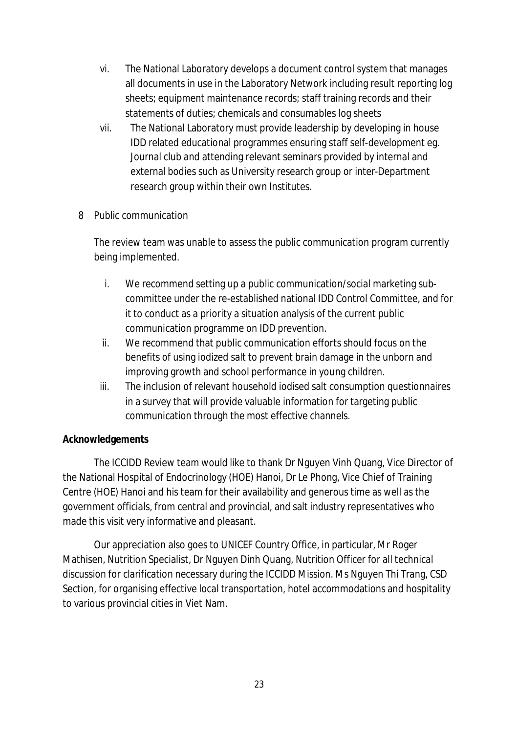vi. The National Laboratory develops a document control system that manages all documents in use in the Laboratory Network including result reporting log sheets; equipment maintenance records; staff training records and their statements of duties; chemicals and consumables log sheets

vii. The National Laboratory must provide leadership by developing in house IDD related educational programmes ensuring staff self-development eg. Journal club and attending relevant seminars provided by internal and external bodies such as University research group or inter-Department research group within their own Institutes.

8 Public communication

The review team was unable to assess the public communication program currently being implemented.

i. We recommend setting up a public communication/social marketing sub-committee under the re-established national IDD Control Committee, and for it to conduct as a priority a situation analysis of the current public communication programme on IDD prevention.

ii. We recommend that public communication efforts should focus on the benefits of using iodized salt to prevent brain damage in the unborn and improving growth and school performance in young children.

iii. The inclusion of relevant household iodised salt consumption questionnaires in a survey that will provide valuable information for targeting public communication through the most effective channels.

**Acknowledgements**

The ICCIDD Review team would like to thank Dr Nguyen Vinh Quang, Vice Director of the National Hospital of Endocrinology (HOE) Hanoi, Dr Le Phong, Vice Chief of Training Centre (HOE) Hanoi and his team for their availability and generous time as well as the government officials, from central and provincial, and salt industry representatives who made this visit very informative and pleasant.

Our appreciation also goes to UNICEF Country Office, in particular, Mr Roger Mathisen, Nutrition Specialist, Dr Nguyen Dinh Quang, Nutrition Officer for all technical discussion for clarification necessary during the ICCIDD Mission. Ms Nguyen Thi Trang, CSD Section, for organising effective local transportation, hotel accommodations and hospitality to various provincial cities in Viet Nam.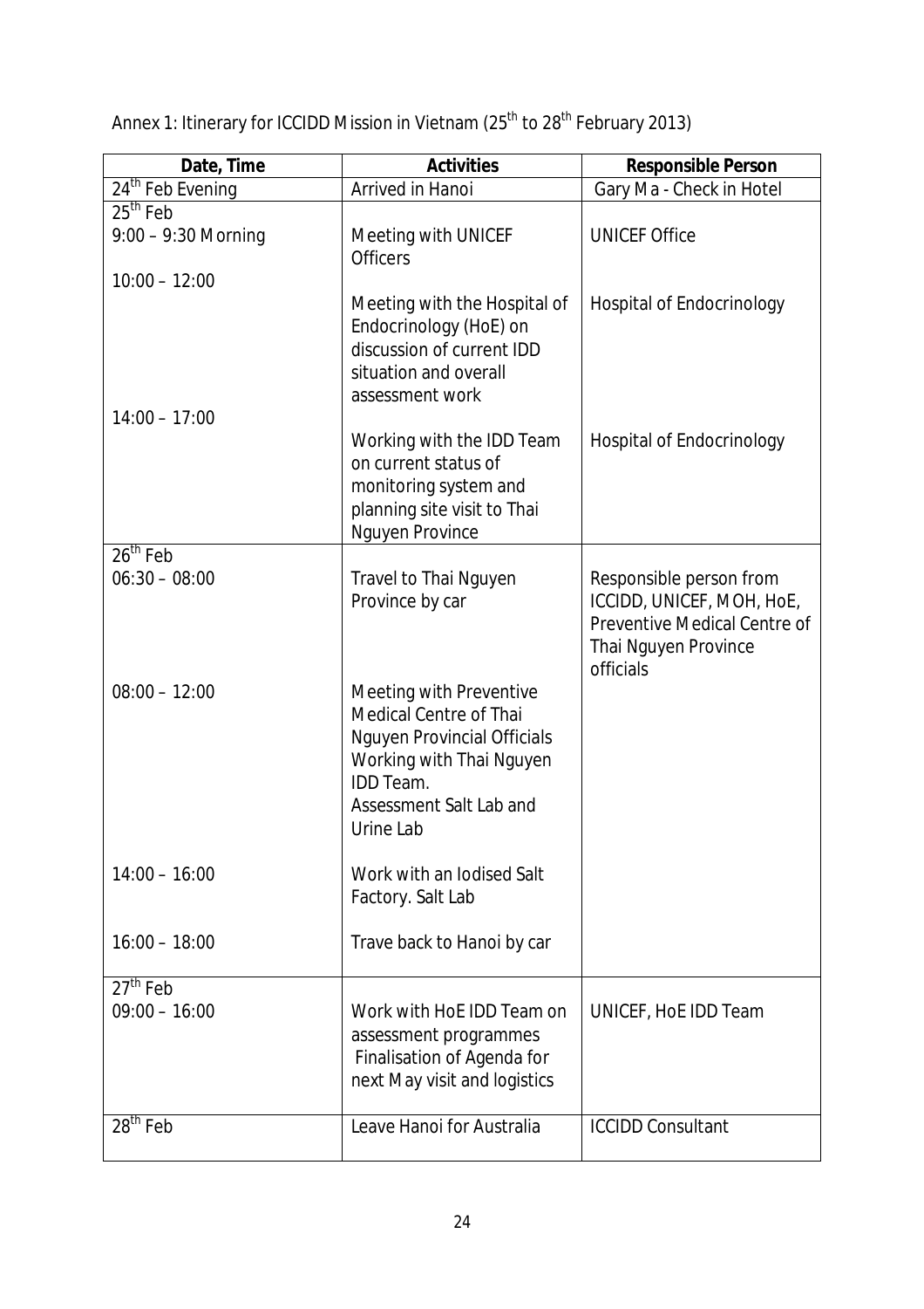Annex 1: Itinerary for ICCIDD Mission in Vietnam (25th to 28th February 2013)

| Date, Time | Activities | Responsible Person |
|---|---|---|
| 24th Feb Evening | Arrived in Hanoi | Gary Ma - Check in Hotel |
| 25th Feb | | |
| 9:00 – 9:30 Morning | Meeting with UNICEF Officers | UNICEF Office |
| 10:00 – 12:00 | Meeting with the Hospital of Endocrinology (HoE) on discussion of current IDD situation and overall assessment work | Hospital of Endocrinology |
| 14:00 – 17:00 | Working with the IDD Team on current status of monitoring system and planning site visit to Thai Nguyen Province | Hospital of Endocrinology |
| 26th Feb | | |
| 06:30 – 08:00 | Travel to Thai Nguyen Province by car | Responsible person from ICCIDD, UNICEF, MOH, HoE, Preventive Medical Centre of Thai Nguyen Province officials |
| 08:00 – 12:00 | Meeting with Preventive Medical Centre of Thai Nguyen Provincial Officials<br>Working with Thai Nguyen IDD Team.<br>Assessment Salt Lab and Urine Lab | |
| 14:00 – 16:00 | Work with an Iodised Salt Factory. Salt Lab | |
| 16:00 – 18:00 | Trave back to Hanoi by car | |
| 27th Feb | | |
| 09:00 – 16:00 | Work with HoE IDD Team on assessment programmes<br>Finalisation of Agenda for next May visit and logistics | UNICEF, HoE IDD Team |
| 28th Feb | Leave Hanoi for Australia | ICCIDD Consultant |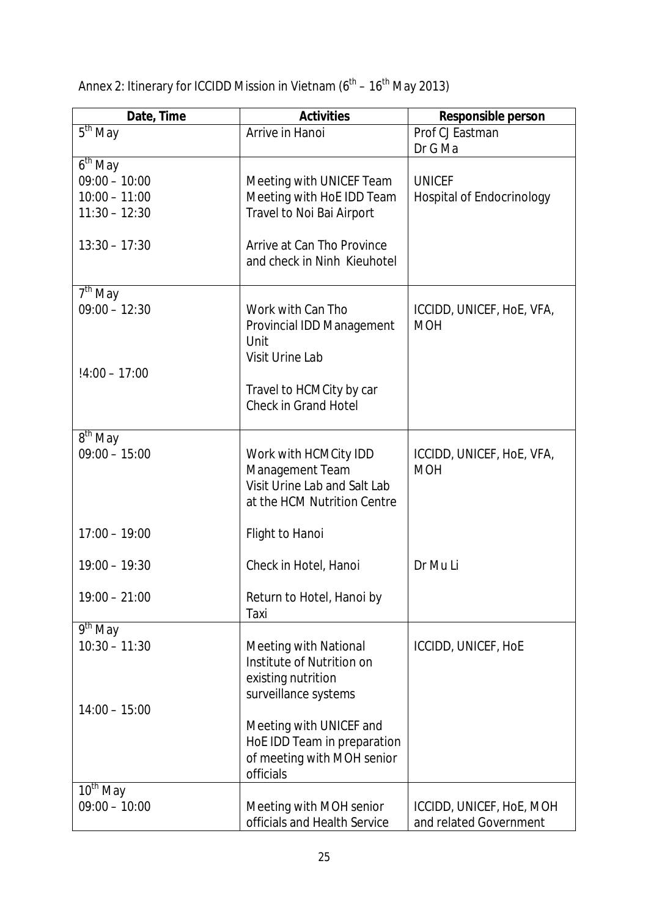Annex 2: Itinerary for ICCIDD Mission in Vietnam ($6^{th}$ – $16^{th}$ May 2013)

| Date, Time | Activities | Responsible person |
|---|---|---|
| 5th May | Arrive in Hanoi | Prof CJ Eastman<br>Dr G Ma |
| 6th May<br>09:00 – 10:00<br>10:00 – 11:00<br>11:30 – 12:30<br><br>13:30 – 17:30 | <br>Meeting with UNICEF Team<br>Meeting with HoE IDD Team<br>Travel to Noi Bai Airport<br><br>Arrive at Can Tho Province and check in Ninh Kieuhotel | <br>UNICEF<br>Hospital of Endocrinology |
| 7th May<br>09:00 – 12:30<br><br><br><br>!4:00 – 17:00 | <br>Work with Can Tho Provincial IDD Management Unit<br>Visit Urine Lab<br><br>Travel to HCM City by car<br>Check in Grand Hotel | <br>ICCIDD, UNICEF, HoE, VFA, MOH |
| 8th May<br>09:00 – 15:00<br><br><br><br>17:00 – 19:00<br><br>19:00 – 19:30<br><br>19:00 – 21:00 | <br>Work with HCM City IDD Management Team<br>Visit Urine Lab and Salt Lab at the HCM Nutrition Centre<br><br>Flight to Hanoi<br><br>Check in Hotel, Hanoi<br><br>Return to Hotel, Hanoi by Taxi | <br>ICCIDD, UNICEF, HoE, VFA, MOH<br><br><br><br><br><br>Dr Mu Li |
| 9th May<br>10:30 – 11:30<br><br><br><br>14:00 – 15:00 | <br>Meeting with National Institute of Nutrition on existing nutrition surveillance systems<br><br>Meeting with UNICEF and HoE IDD Team in preparation of meeting with MOH senior officials | <br>ICCIDD, UNICEF, HoE |
| 10th May<br>09:00 – 10:00 | <br>Meeting with MOH senior officials and Health Service | <br>ICCIDD, UNICEF, HoE, MOH and related Government |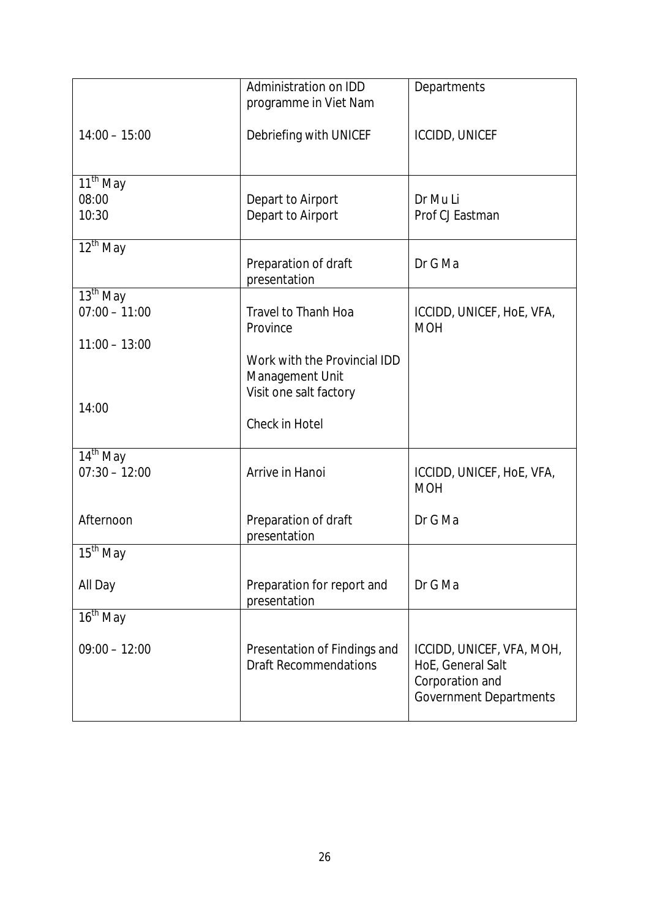| | | |
|---|---|---|
| | Administration on IDD programme in Viet Nam | Departments |
| 14:00 – 15:00 | Debriefing with UNICEF | ICCIDD, UNICEF |
| 11th May<br>08:00<br>10:30 | <br>Depart to Airport<br>Depart to Airport | <br>Dr Mu Li<br>Prof CJ Eastman |
| 12th May | Preparation of draft presentation | Dr G Ma |
| 13th May<br>07:00 – 11:00<br>11:00 – 13:00<br><br>14:00 | <br>Travel to Thanh Hoa Province<br>Work with the Provincial IDD Management Unit<br>Visit one salt factory<br>Check in Hotel | <br>ICCIDD, UNICEF, HoE, VFA, MOH |
| 14th May<br>07:30 – 12:00<br><br>Afternoon | <br>Arrive in Hanoi<br><br>Preparation of draft presentation | <br>ICCIDD, UNICEF, HoE, VFA, MOH<br><br>Dr G Ma |
| 15th May<br><br>All Day | <br><br>Preparation for report and presentation | <br><br>Dr G Ma |
| 16th May<br><br>09:00 – 12:00 | <br><br>Presentation of Findings and Draft Recommendations | <br><br>ICCIDD, UNICEF, VFA, MOH, HoE, General Salt Corporation and Government Departments |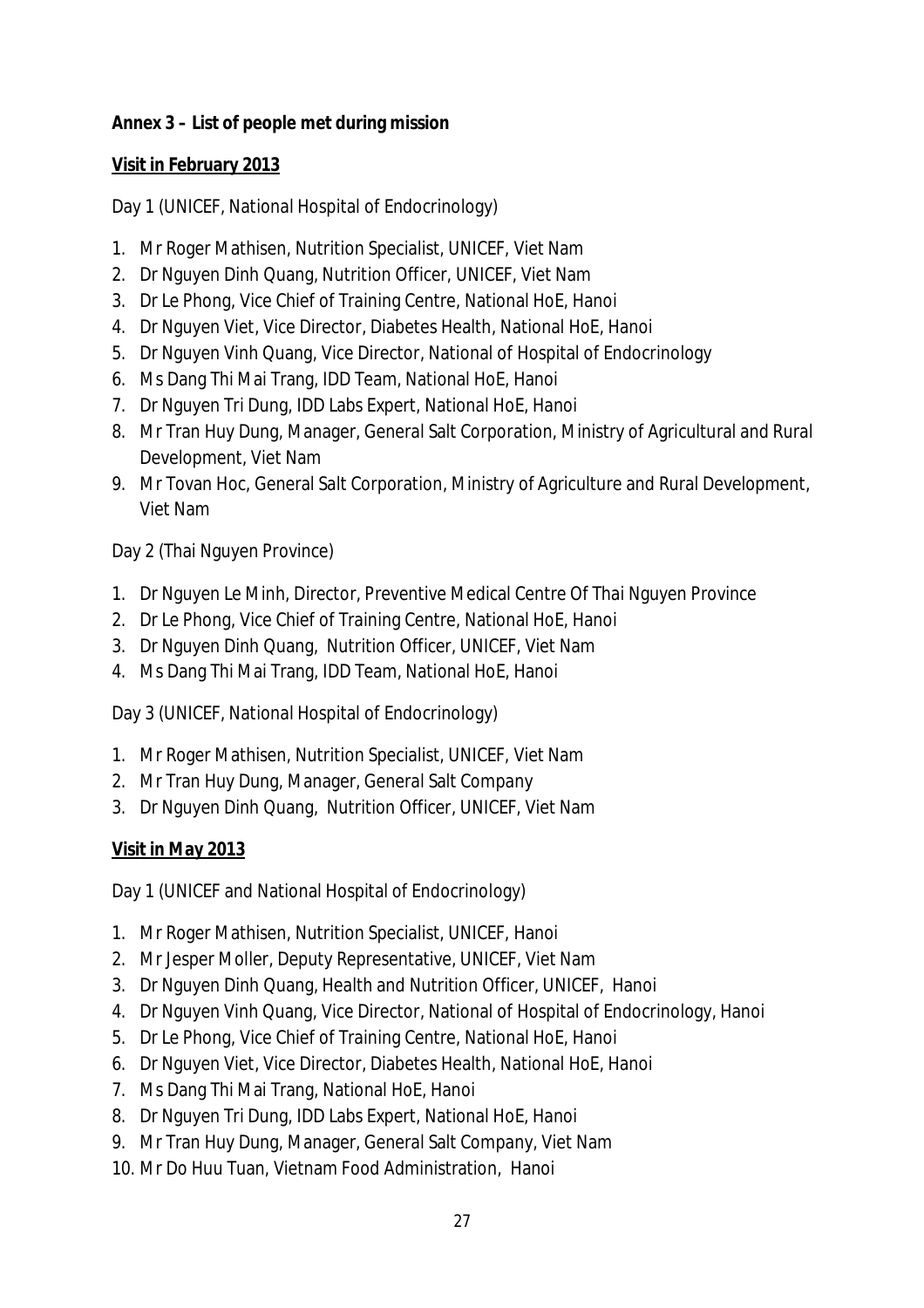**Annex 3 – List of people met during mission**

***Visit in February 2013***

Day 1 (UNICEF, National Hospital of Endocrinology)

1. Mr Roger Mathisen, Nutrition Specialist, UNICEF, Viet Nam
2. Dr Nguyen Dinh Quang, Nutrition Officer, UNICEF, Viet Nam
3. Dr Le Phong, Vice Chief of Training Centre, National HoE, Hanoi
4. Dr Nguyen Viet, Vice Director, Diabetes Health, National HoE, Hanoi
5. Dr Nguyen Vinh Quang, Vice Director, National of Hospital of Endocrinology
6. Ms Dang Thi Mai Trang, IDD Team, National HoE, Hanoi
7. Dr Nguyen Tri Dung, IDD Labs Expert, National HoE, Hanoi
8. Mr Tran Huy Dung, Manager, General Salt Corporation, Ministry of Agricultural and Rural Development, Viet Nam
9. Mr Tovan Hoc, General Salt Corporation, Ministry of Agriculture and Rural Development, Viet Nam

Day 2 (Thai Nguyen Province)

1. Dr Nguyen Le Minh, Director, Preventive Medical Centre Of Thai Nguyen Province
2. Dr Le Phong, Vice Chief of Training Centre, National HoE, Hanoi
3. Dr Nguyen Dinh Quang, Nutrition Officer, UNICEF, Viet Nam
4. Ms Dang Thi Mai Trang, IDD Team, National HoE, Hanoi

Day 3 (UNICEF, National Hospital of Endocrinology)

1. Mr Roger Mathisen, Nutrition Specialist, UNICEF, Viet Nam
2. Mr Tran Huy Dung, Manager, General Salt Company
3. Dr Nguyen Dinh Quang, Nutrition Officer, UNICEF, Viet Nam

***Visit in May 2013***

Day 1 (UNICEF and National Hospital of Endocrinology)

1. Mr Roger Mathisen, Nutrition Specialist, UNICEF, Hanoi
2. Mr Jesper Moller, Deputy Representative, UNICEF, Viet Nam
3. Dr Nguyen Dinh Quang, Health and Nutrition Officer, UNICEF, Hanoi
4. Dr Nguyen Vinh Quang, Vice Director, National of Hospital of Endocrinology, Hanoi
5. Dr Le Phong, Vice Chief of Training Centre, National HoE, Hanoi
6. Dr Nguyen Viet, Vice Director, Diabetes Health, National HoE, Hanoi
7. Ms Dang Thi Mai Trang, National HoE, Hanoi
8. Dr Nguyen Tri Dung, IDD Labs Expert, National HoE, Hanoi
9. Mr Tran Huy Dung, Manager, General Salt Company, Viet Nam
10. Mr Do Huu Tuan, Vietnam Food Administration, Hanoi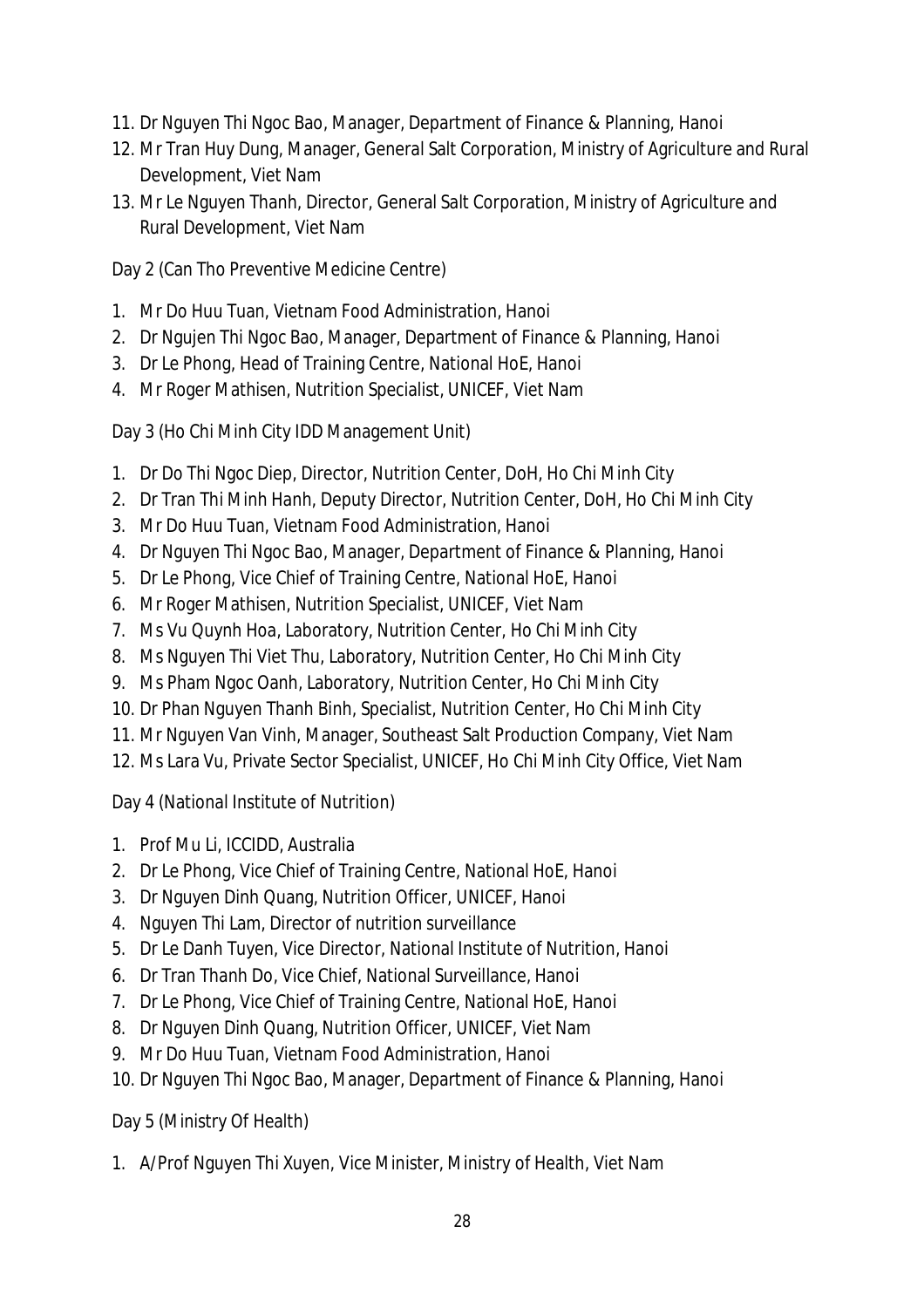11. Dr Nguyen Thi Ngoc Bao, Manager, Department of Finance & Planning, Hanoi
12. Mr Tran Huy Dung, Manager, General Salt Corporation, Ministry of Agriculture and Rural Development, Viet Nam
13. Mr Le Nguyen Thanh, Director, General Salt Corporation, Ministry of Agriculture and Rural Development, Viet Nam

Day 2 (Can Tho Preventive Medicine Centre)

1. Mr Do Huu Tuan, Vietnam Food Administration, Hanoi
2. Dr Ngujen Thi Ngoc Bao, Manager, Department of Finance & Planning, Hanoi
3. Dr Le Phong, Head of Training Centre, National HoE, Hanoi
4. Mr Roger Mathisen, Nutrition Specialist, UNICEF, Viet Nam

Day 3 (Ho Chi Minh City IDD Management Unit)

1. Dr Do Thi Ngoc Diep, Director, Nutrition Center, DoH, Ho Chi Minh City
2. Dr Tran Thi Minh Hanh, Deputy Director, Nutrition Center, DoH, Ho Chi Minh City
3. Mr Do Huu Tuan, Vietnam Food Administration, Hanoi
4. Dr Nguyen Thi Ngoc Bao, Manager, Department of Finance & Planning, Hanoi
5. Dr Le Phong, Vice Chief of Training Centre, National HoE, Hanoi
6. Mr Roger Mathisen, Nutrition Specialist, UNICEF, Viet Nam
7. Ms Vu Quynh Hoa, Laboratory, Nutrition Center, Ho Chi Minh City
8. Ms Nguyen Thi Viet Thu, Laboratory, Nutrition Center, Ho Chi Minh City
9. Ms Pham Ngoc Oanh, Laboratory, Nutrition Center, Ho Chi Minh City
10. Dr Phan Nguyen Thanh Binh, Specialist, Nutrition Center, Ho Chi Minh City
11. Mr Nguyen Van Vinh, Manager, Southeast Salt Production Company, Viet Nam
12. Ms Lara Vu, Private Sector Specialist, UNICEF, Ho Chi Minh City Office, Viet Nam

Day 4 (National Institute of Nutrition)

1. Prof Mu Li, ICCIDD, Australia
2. Dr Le Phong, Vice Chief of Training Centre, National HoE, Hanoi
3. Dr Nguyen Dinh Quang, Nutrition Officer, UNICEF, Hanoi
4. Nguyen Thi Lam, Director of nutrition surveillance
5. Dr Le Danh Tuyen, Vice Director, National Institute of Nutrition, Hanoi
6. Dr Tran Thanh Do, Vice Chief, National Surveillance, Hanoi
7. Dr Le Phong, Vice Chief of Training Centre, National HoE, Hanoi
8. Dr Nguyen Dinh Quang, Nutrition Officer, UNICEF, Viet Nam
9. Mr Do Huu Tuan, Vietnam Food Administration, Hanoi
10. Dr Nguyen Thi Ngoc Bao, Manager, Department of Finance & Planning, Hanoi

Day 5 (Ministry Of Health)

1. A/Prof Nguyen Thi Xuyen, Vice Minister, Ministry of Health, Viet Nam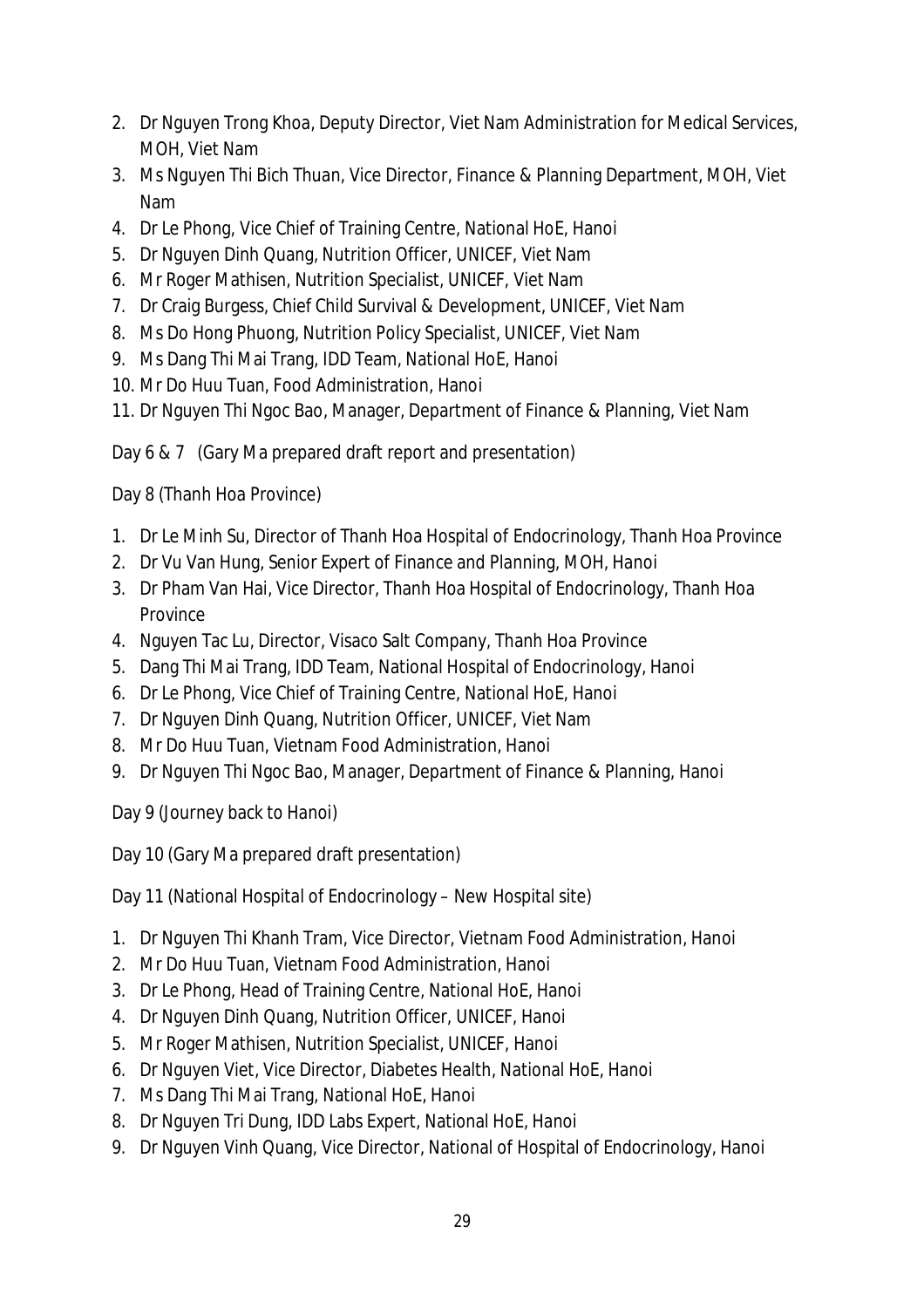2. Dr Nguyen Trong Khoa, Deputy Director, Viet Nam Administration for Medical Services, MOH, Viet Nam
3. Ms Nguyen Thi Bich Thuan, Vice Director, Finance & Planning Department, MOH, Viet Nam
4. Dr Le Phong, Vice Chief of Training Centre, National HoE, Hanoi
5. Dr Nguyen Dinh Quang, Nutrition Officer, UNICEF, Viet Nam
6. Mr Roger Mathisen, Nutrition Specialist, UNICEF, Viet Nam
7. Dr Craig Burgess, Chief Child Survival & Development, UNICEF, Viet Nam
8. Ms Do Hong Phuong, Nutrition Policy Specialist, UNICEF, Viet Nam
9. Ms Dang Thi Mai Trang, IDD Team, National HoE, Hanoi
10. Mr Do Huu Tuan, Food Administration, Hanoi
11. Dr Nguyen Thi Ngoc Bao, Manager, Department of Finance & Planning, Viet Nam

Day 6 & 7 (Gary Ma prepared draft report and presentation)

Day 8 (Thanh Hoa Province)

1. Dr Le Minh Su, Director of Thanh Hoa Hospital of Endocrinology, Thanh Hoa Province
2. Dr Vu Van Hung, Senior Expert of Finance and Planning, MOH, Hanoi
3. Dr Pham Van Hai, Vice Director, Thanh Hoa Hospital of Endocrinology, Thanh Hoa Province
4. Nguyen Tac Lu, Director, Visaco Salt Company, Thanh Hoa Province
5. Dang Thi Mai Trang, IDD Team, National Hospital of Endocrinology, Hanoi
6. Dr Le Phong, Vice Chief of Training Centre, National HoE, Hanoi
7. Dr Nguyen Dinh Quang, Nutrition Officer, UNICEF, Viet Nam
8. Mr Do Huu Tuan, Vietnam Food Administration, Hanoi
9. Dr Nguyen Thi Ngoc Bao, Manager, Department of Finance & Planning, Hanoi

Day 9 (Journey back to Hanoi)

Day 10 (Gary Ma prepared draft presentation)

Day 11 (National Hospital of Endocrinology – New Hospital site)

1. Dr Nguyen Thi Khanh Tram, Vice Director, Vietnam Food Administration, Hanoi
2. Mr Do Huu Tuan, Vietnam Food Administration, Hanoi
3. Dr Le Phong, Head of Training Centre, National HoE, Hanoi
4. Dr Nguyen Dinh Quang, Nutrition Officer, UNICEF, Hanoi
5. Mr Roger Mathisen, Nutrition Specialist, UNICEF, Hanoi
6. Dr Nguyen Viet, Vice Director, Diabetes Health, National HoE, Hanoi
7. Ms Dang Thi Mai Trang, National HoE, Hanoi
8. Dr Nguyen Tri Dung, IDD Labs Expert, National HoE, Hanoi
9. Dr Nguyen Vinh Quang, Vice Director, National of Hospital of Endocrinology, Hanoi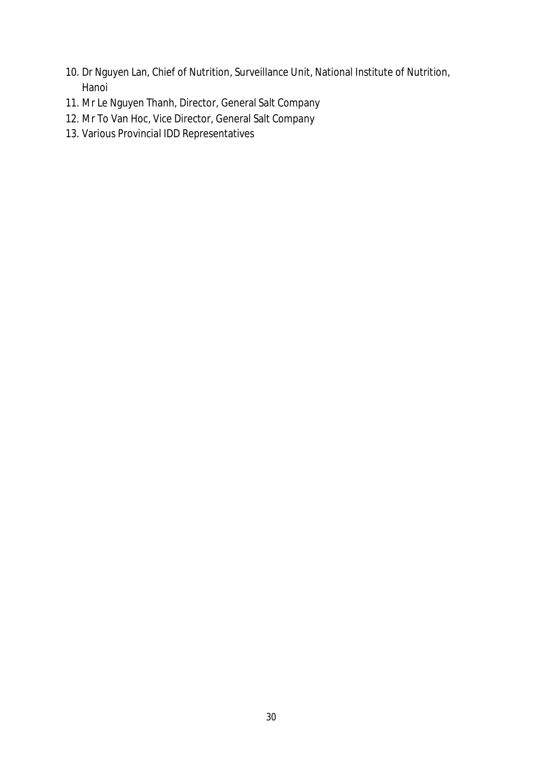10. Dr Nguyen Lan, Chief of Nutrition, Surveillance Unit, National Institute of Nutrition, Hanoi
11. Mr Le Nguyen Thanh, Director, General Salt Company
12. Mr To Van Hoc, Vice Director, General Salt Company
13. Various Provincial IDD Representatives